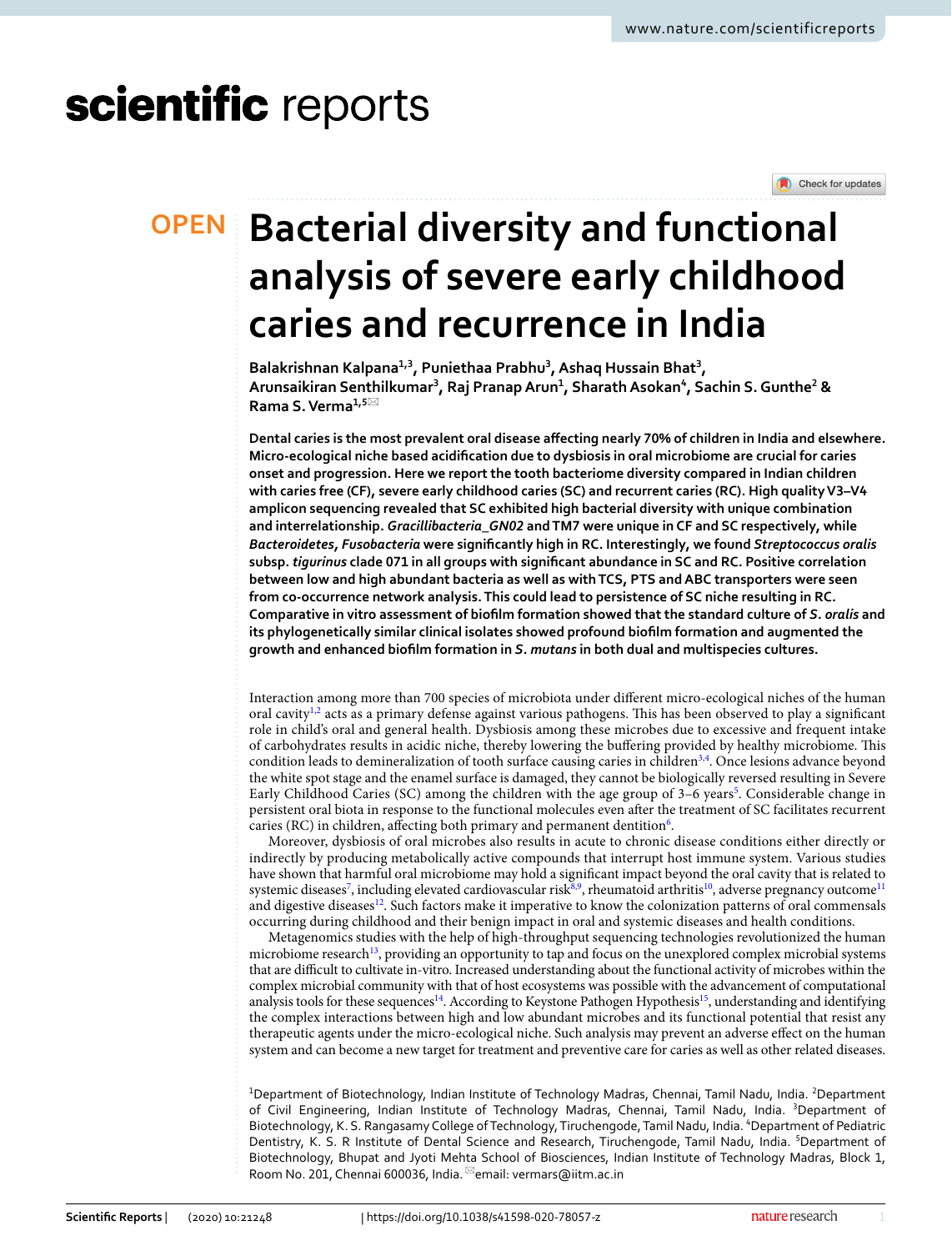# Bacterial diversity and functional analysis of severe early childhood caries and recurrence in India

**Balakrishnan Kalpana[1,3], Puniethaa Prabhu[3], Ashaq Hussain Bhat[3], Arunsaikiran Senthilkumar[3], Raj Pranap Arun[1], Sharath Asokan[4], Sachin S. Gunthe[2] & Rama S. Verma[1,5]**

**Dental caries is the most prevalent oral disease affecting nearly 70% of children in India and elsewhere. Micro-ecological niche based acidification due to dysbiosis in oral microbiome are crucial for caries onset and progression. Here we report the tooth bacteriome diversity compared in Indian children with caries free (CF), severe early childhood caries (SC) and recurrent caries (RC). High quality V3–V4 amplicon sequencing revealed that SC exhibited high bacterial diversity with unique combination and interrelationship. *Gracillibacteria_GN02* and TM7 were unique in CF and SC respectively, while *Bacteroidetes*, *Fusobacteria* were significantly high in RC. Interestingly, we found *Streptococcus oralis* subsp. *tigurinus* clade 071 in all groups with significant abundance in SC and RC. Positive correlation between low and high abundant bacteria as well as with TCS, PTS and ABC transporters were seen from co-occurrence network analysis. This could lead to persistence of SC niche resulting in RC. Comparative in vitro assessment of biofilm formation showed that the standard culture of *S. oralis* and its phylogenetically similar clinical isolates showed profound biofilm formation and augmented the growth and enhanced biofilm formation in *S. mutans* in both dual and multispecies cultures.**

Interaction among more than 700 species of microbiota under different micro-ecological niches of the human oral cavity[1,2] acts as a primary defense against various pathogens. This has been observed to play a significant role in child's oral and general health. Dysbiosis among these microbes due to excessive and frequent intake of carbohydrates results in acidic niche, thereby lowering the buffering provided by healthy microbiome. This condition leads to demineralization of tooth surface causing caries in children[3,4]. Once lesions advance beyond the white spot stage and the enamel surface is damaged, they cannot be biologically reversed resulting in Severe Early Childhood Caries (SC) among the children with the age group of 3–6 years[5]. Considerable change in persistent oral biota in response to the functional molecules even after the treatment of SC facilitates recurrent caries (RC) in children, affecting both primary and permanent dentition[6].

Moreover, dysbiosis of oral microbes also results in acute to chronic disease conditions either directly or indirectly by producing metabolically active compounds that interrupt host immune system. Various studies have shown that harmful oral microbiome may hold a significant impact beyond the oral cavity that is related to systemic diseases[7], including elevated cardiovascular risk[8,9], rheumatoid arthritis[10], adverse pregnancy outcome[11] and digestive diseases[12]. Such factors make it imperative to know the colonization patterns of oral commensals occurring during childhood and their benign impact in oral and systemic diseases and health conditions.

Metagenomics studies with the help of high-throughput sequencing technologies revolutionized the human microbiome research[13], providing an opportunity to tap and focus on the unexplored complex microbial systems that are difficult to cultivate in-vitro. Increased understanding about the functional activity of microbes within the complex microbial community with that of host ecosystems was possible with the advancement of computational analysis tools for these sequences[14]. According to Keystone Pathogen Hypothesis[15], understanding and identifying the complex interactions between high and low abundant microbes and its functional potential that resist any therapeutic agents under the micro-ecological niche. Such analysis may prevent an adverse effect on the human system and can become a new target for treatment and preventive care for caries as well as other related diseases.

[1]Department of Biotechnology, Indian Institute of Technology Madras, Chennai, Tamil Nadu, India. [2]Department of Civil Engineering, Indian Institute of Technology Madras, Chennai, Tamil Nadu, India. [3]Department of Biotechnology, K. S. Rangasamy College of Technology, Tiruchengode, Tamil Nadu, India. [4]Department of Pediatric Dentistry, K. S. R Institute of Dental Science and Research, Tiruchengode, Tamil Nadu, India. [5]Department of Biotechnology, Bhupat and Jyoti Mehta School of Biosciences, Indian Institute of Technology Madras, Block 1, Room No. 201, Chennai 600036, India. email: vermars@iitm.ac.in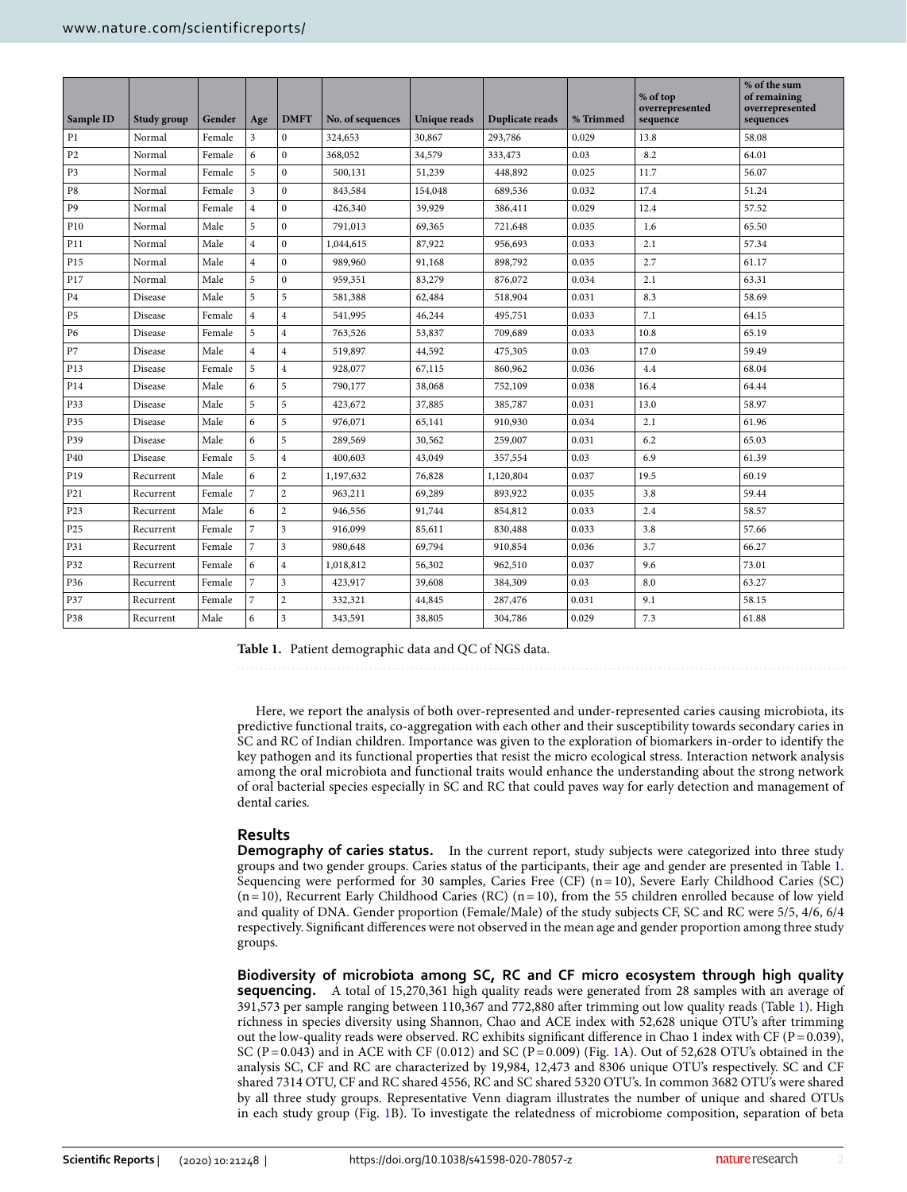| Sample ID | Study group | Gender | Age | DMFT | No. of sequences | Unique reads | Duplicate reads | % Trimmed | % of top overrepresented sequence | % of the sum of remaining overrepresented sequences |
|---|---|---|---|---|---|---|---|---|---|---|
| P1 | Normal | Female | 3 | 0 | 324,653 | 30,867 | 293,786 | 0.029 | 13.8 | 58.08 |
| P2 | Normal | Female | 6 | 0 | 368,052 | 34,579 | 333,473 | 0.03 | 8.2 | 64.01 |
| P3 | Normal | Female | 5 | 0 | 500,131 | 51,239 | 448,892 | 0.025 | 11.7 | 56.07 |
| P8 | Normal | Female | 3 | 0 | 843,584 | 154,048 | 689,536 | 0.032 | 17.4 | 51.24 |
| P9 | Normal | Female | 4 | 0 | 426,340 | 39,929 | 386,411 | 0.029 | 12.4 | 57.52 |
| P10 | Normal | Male | 5 | 0 | 791,013 | 69,365 | 721,648 | 0.035 | 1.6 | 65.50 |
| P11 | Normal | Male | 4 | 0 | 1,044,615 | 87,922 | 956,693 | 0.033 | 2.1 | 57.34 |
| P15 | Normal | Male | 4 | 0 | 989,960 | 91,168 | 898,792 | 0.035 | 2.7 | 61.17 |
| P17 | Normal | Male | 5 | 0 | 959,351 | 83,279 | 876,072 | 0.034 | 2.1 | 63.31 |
| P4 | Disease | Male | 5 | 5 | 581,388 | 62,484 | 518,904 | 0.031 | 8.3 | 58.69 |
| P5 | Disease | Female | 4 | 4 | 541,995 | 46,244 | 495,751 | 0.033 | 7.1 | 64.15 |
| P6 | Disease | Female | 5 | 4 | 763,526 | 53,837 | 709,689 | 0.033 | 10.8 | 65.19 |
| P7 | Disease | Male | 4 | 4 | 519,897 | 44,592 | 475,305 | 0.03 | 17.0 | 59.49 |
| P13 | Disease | Female | 5 | 4 | 928,077 | 67,115 | 860,962 | 0.036 | 4.4 | 68.04 |
| P14 | Disease | Male | 6 | 5 | 790,177 | 38,068 | 752,109 | 0.038 | 16.4 | 64.44 |
| P33 | Disease | Male | 5 | 5 | 423,672 | 37,885 | 385,787 | 0.031 | 13.0 | 58.97 |
| P35 | Disease | Male | 6 | 5 | 976,071 | 65,141 | 910,930 | 0.034 | 2.1 | 61.96 |
| P39 | Disease | Male | 6 | 5 | 289,569 | 30,562 | 259,007 | 0.031 | 6.2 | 65.03 |
| P40 | Disease | Female | 5 | 4 | 400,603 | 43,049 | 357,554 | 0.03 | 6.9 | 61.39 |
| P19 | Recurrent | Male | 6 | 2 | 1,197,632 | 76,828 | 1,120,804 | 0.037 | 19.5 | 60.19 |
| P21 | Recurrent | Female | 7 | 2 | 963,211 | 69,289 | 893,922 | 0.035 | 3.8 | 59.44 |
| P23 | Recurrent | Male | 6 | 2 | 946,556 | 91,744 | 854,812 | 0.033 | 2.4 | 58.57 |
| P25 | Recurrent | Female | 7 | 3 | 916,099 | 85,611 | 830,488 | 0.033 | 3.8 | 57.66 |
| P31 | Recurrent | Female | 7 | 3 | 980,648 | 69,794 | 910,854 | 0.036 | 3.7 | 66.27 |
| P32 | Recurrent | Female | 6 | 4 | 1,018,812 | 56,302 | 962,510 | 0.037 | 9.6 | 73.01 |
| P36 | Recurrent | Female | 7 | 3 | 423,917 | 39,608 | 384,309 | 0.03 | 8.0 | 63.27 |
| P37 | Recurrent | Female | 7 | 2 | 332,321 | 44,845 | 287,476 | 0.031 | 9.1 | 58.15 |
| P38 | Recurrent | Male | 6 | 3 | 343,591 | 38,805 | 304,786 | 0.029 | 7.3 | 61.88 |

**Table 1.** Patient demographic data and QC of NGS data.

Here, we report the analysis of both over-represented and under-represented caries causing microbiota, its predictive functional traits, co-aggregation with each other and their susceptibility towards secondary caries in SC and RC of Indian children. Importance was given to the exploration of biomarkers in-order to identify the key pathogen and its functional properties that resist the micro ecological stress. Interaction network analysis among the oral microbiota and functional traits would enhance the understanding about the strong network of oral bacterial species especially in SC and RC that could paves way for early detection and management of dental caries.

## Results

**Demography of caries status.** In the current report, study subjects were categorized into three study groups and two gender groups. Caries status of the participants, their age and gender are presented in Table 1. Sequencing were performed for 30 samples, Caries Free (CF) (n = 10), Severe Early Childhood Caries (SC) (n = 10), Recurrent Early Childhood Caries (RC) (n = 10), from the 55 children enrolled because of low yield and quality of DNA. Gender proportion (Female/Male) of the study subjects CF, SC and RC were 5/5, 4/6, 6/4 respectively. Significant differences were not observed in the mean age and gender proportion among three study groups.

**Biodiversity of microbiota among SC, RC and CF micro ecosystem through high quality sequencing.** A total of 15,270,361 high quality reads were generated from 28 samples with an average of 391,573 per sample ranging between 110,367 and 772,880 after trimming out low quality reads (Table 1). High richness in species diversity using Shannon, Chao and ACE index with 52,628 unique OTU's after trimming out the low-quality reads were observed. RC exhibits significant difference in Chao 1 index with CF (P = 0.039), SC (P = 0.043) and in ACE with CF (0.012) and SC (P = 0.009) (Fig. 1A). Out of 52,628 OTU's obtained in the analysis SC, CF and RC are characterized by 19,984, 12,473 and 8306 unique OTU's respectively. SC and CF shared 7314 OTU, CF and RC shared 4556, RC and SC shared 5320 OTU's. In common 3682 OTU's were shared by all three study groups. Representative Venn diagram illustrates the number of unique and shared OTUs in each study group (Fig. 1B). To investigate the relatedness of microbiome composition, separation of beta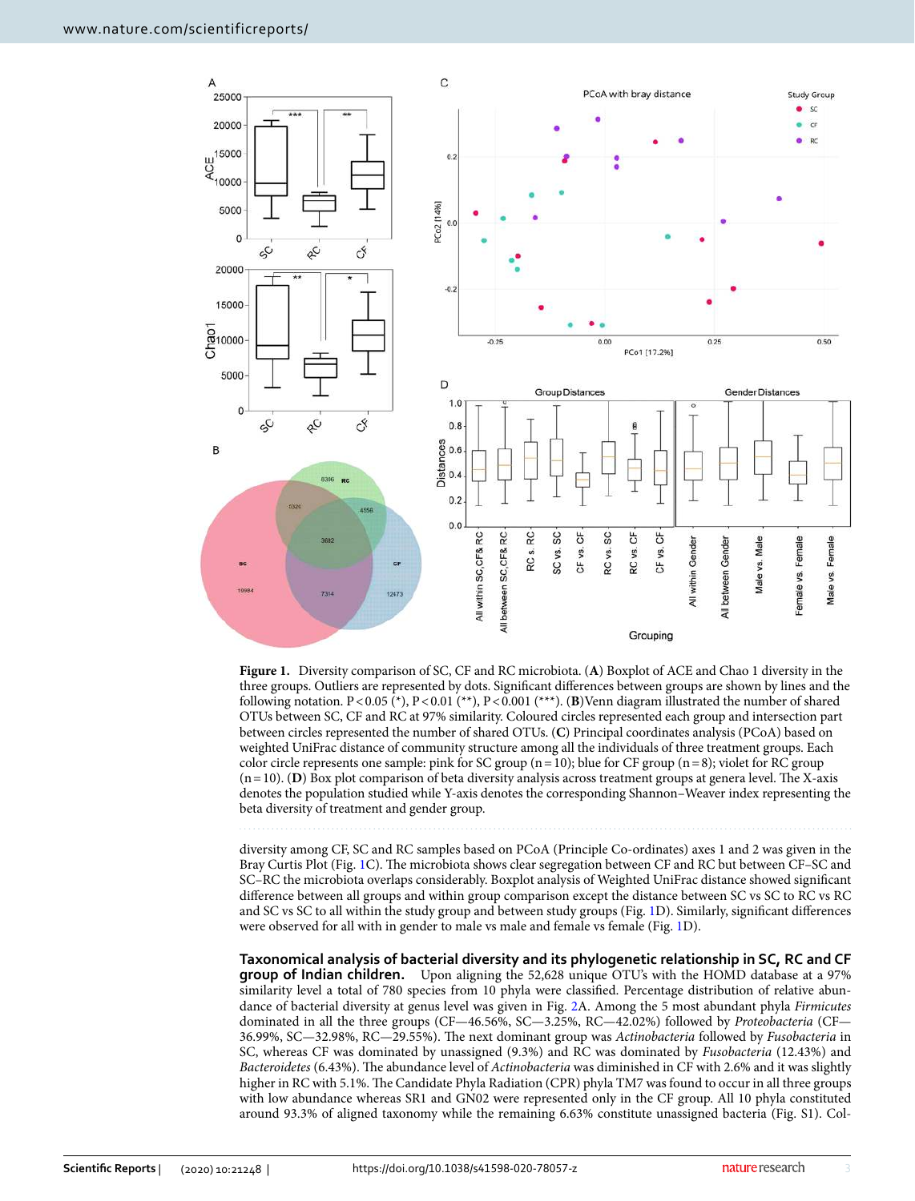**Figure 1.** Diversity comparison of SC, CF and RC microbiota. (**A**) Boxplot of ACE and Chao 1 diversity in the three groups. Outliers are represented by dots. Significant differences between groups are shown by lines and the following notation. P < 0.05 (*), P < 0.01 (**), P < 0.001 (***). (**B**)Venn diagram illustrated the number of shared OTUs between SC, CF and RC at 97% similarity. Coloured circles represented each group and intersection part between circles represented the number of shared OTUs. (**C**) Principal coordinates analysis (PCoA) based on weighted UniFrac distance of community structure among all the individuals of three treatment groups. Each color circle represents one sample: pink for SC group (n = 10); blue for CF group (n = 8); violet for RC group (n = 10). (**D**) Box plot comparison of beta diversity analysis across treatment groups at genera level. The X-axis denotes the population studied while Y-axis denotes the corresponding Shannon–Weaver index representing the beta diversity of treatment and gender group.

diversity among CF, SC and RC samples based on PCoA (Principle Co-ordinates) axes 1 and 2 was given in the Bray Curtis Plot (Fig. 1C). The microbiota shows clear segregation between CF and RC but between CF–SC and SC–RC the microbiota overlaps considerably. Boxplot analysis of Weighted UniFrac distance showed significant difference between all groups and within group comparison except the distance between SC vs SC to RC vs RC and SC vs SC to all within the study group and between study groups (Fig. 1D). Similarly, significant differences were observed for all with in gender to male vs male and female vs female (Fig. 1D).

**Taxonomical analysis of bacterial diversity and its phylogenetic relationship in SC, RC and CF group of Indian children.** Upon aligning the 52,628 unique OTU's with the HOMD database at a 97% similarity level a total of 780 species from 10 phyla were classified. Percentage distribution of relative abundance of bacterial diversity at genus level was given in Fig. 2A. Among the 5 most abundant phyla *Firmicutes* dominated in all the three groups (CF—46.56%, SC—3.25%, RC—42.02%) followed by *Proteobacteria* (CF—36.99%, SC—32.98%, RC—29.55%). The next dominant group was *Actinobacteria* followed by *Fusobacteria* in SC, whereas CF was dominated by unassigned (9.3%) and RC was dominated by *Fusobacteria* (12.43%) and *Bacteroidetes* (6.43%). The abundance level of *Actinobacteria* was diminished in CF with 2.6% and it was slightly higher in RC with 5.1%. The Candidate Phyla Radiation (CPR) phyla TM7 was found to occur in all three groups with low abundance whereas SR1 and GN02 were represented only in the CF group. All 10 phyla constituted around 93.3% of aligned taxonomy while the remaining 6.63% constitute unassigned bacteria (Fig. S1). Col-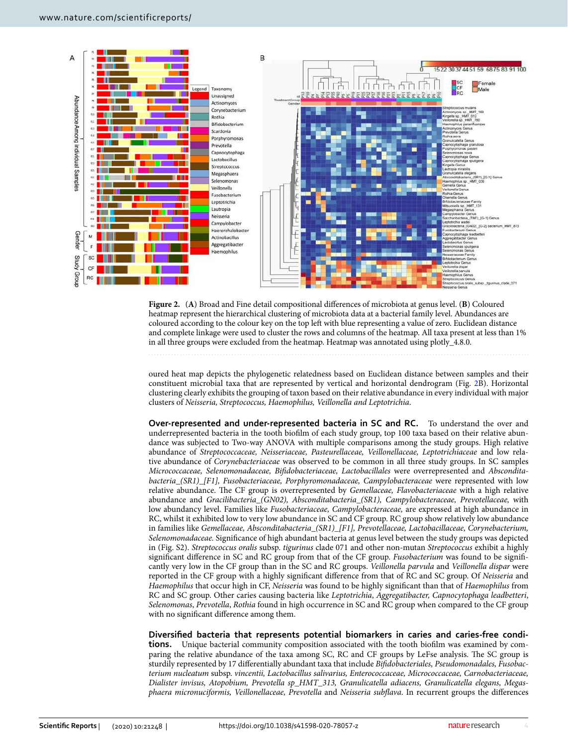**Figure 2.** (**A**) Broad and Fine detail compositional differences of microbiota at genus level. (**B**) Coloured heatmap represent the hierarchical clustering of microbiota data at a bacterial family level. Abundances are coloured according to the colour key on the top left with blue representing a value of zero. Euclidean distance and complete linkage were used to cluster the rows and columns of the heatmap. All taxa present at less than 1% in all three groups were excluded from the heatmap. Heatmap was annotated using plotly_4.8.0.

oured heat map depicts the phylogenetic relatedness based on Euclidean distance between samples and their constituent microbial taxa that are represented by vertical and horizontal dendrogram (Fig. 2B). Horizontal clustering clearly exhibits the grouping of taxon based on their relative abundance in every individual with major clusters of *Neisseria, Streptococcus, Haemophilus, Veillonella and Leptotrichia*.

**Over-represented and under-represented bacteria in SC and RC.** To understand the over and underrepresented bacteria in the tooth biofilm of each study group, top 100 taxa based on their relative abundance was subjected to Two-way ANOVA with multiple comparisons among the study groups. High relative abundance of *Streptococcaceae, Neisseriaceae, Pasteurellaceae, Veillonellaceae, Leptotrichiaceae* and low relative abundance of *Corynebacteriaceae* was observed to be common in all three study groups. In SC samples *Micrococcaceae, Selenomonadaceae, Bifidobacteriaceae, Lactobacillales* were overrepresented and *Absconditabacteria_(SR1)_[F1], Fusobacteriaceae, Porphyromonadaceae, Campylobacteraceae* were represented with low relative abundance. The CF group is overrepresented by *Gemellaceae, Flavobacteriaceae* with a high relative abundance and *Gracilibacteria_(GN02), Absconditabacteria_(SR1), Campylobacteraceae, Prevotellaceae,* with low abundancy level. Families like *Fusobacteriaceae, Campylobacteraceae,* are expressed at high abundance in RC, whilst it exhibited low to very low abundance in SC and CF group. RC group show relatively low abundance in families like *Gemellaceae, Absconditabacteria_(SR1)_[F1], Prevotellaceae, Lactobacillaceae, Corynebacterium, Selenomonadaceae.* Significance of high abundant bacteria at genus level between the study groups was depicted in (Fig. S2). *Streptococcus oralis* subsp. *tigurinus* clade 071 and other non-mutan *Streptococcus* exhibit a highly significant difference in SC and RC group from that of the CF group. *Fusobacterium* was found to be significantly very low in the CF group than in the SC and RC groups. *Veillonella parvula* and *Veillonella dispar* were reported in the CF group with a highly significant difference from that of RC and SC group. Of *Neisseria* and *Haemophilus* that occur high in CF, *Neisseria* was found to be highly significant than that of *Haemophilus* from RC and SC group. Other caries causing bacteria like *Leptotrichia*, *Aggregatibacter, Capnocytophaga leadbetteri*, *Selenomonas*, *Prevotella*, *Rothia* found in high occurrence in SC and RC group when compared to the CF group with no significant difference among them.

**Diversified bacteria that represents potential biomarkers in caries and caries-free conditions.** Unique bacterial community composition associated with the tooth biofilm was examined by comparing the relative abundance of the taxa among SC, RC and CF groups by LeFse analysis. The SC group is sturdily represented by 17 differentially abundant taxa that include *Bifidobacteriales, Pseudomonadales, Fusobacterium nucleatum* subsp. *vincentii, Lactobacillus salivarius, Enterococcaceae, Micrococcaceae, Carnobacteriaceae, Dialister invisus, Atopobium, Prevotella sp_HMT_313, Granulicatella adiacens, Granulicatella elegans, Megasphaera micronuciformis, Veillonellaceae, Prevotella* and *Neisseria subflava*. In recurrent groups the differences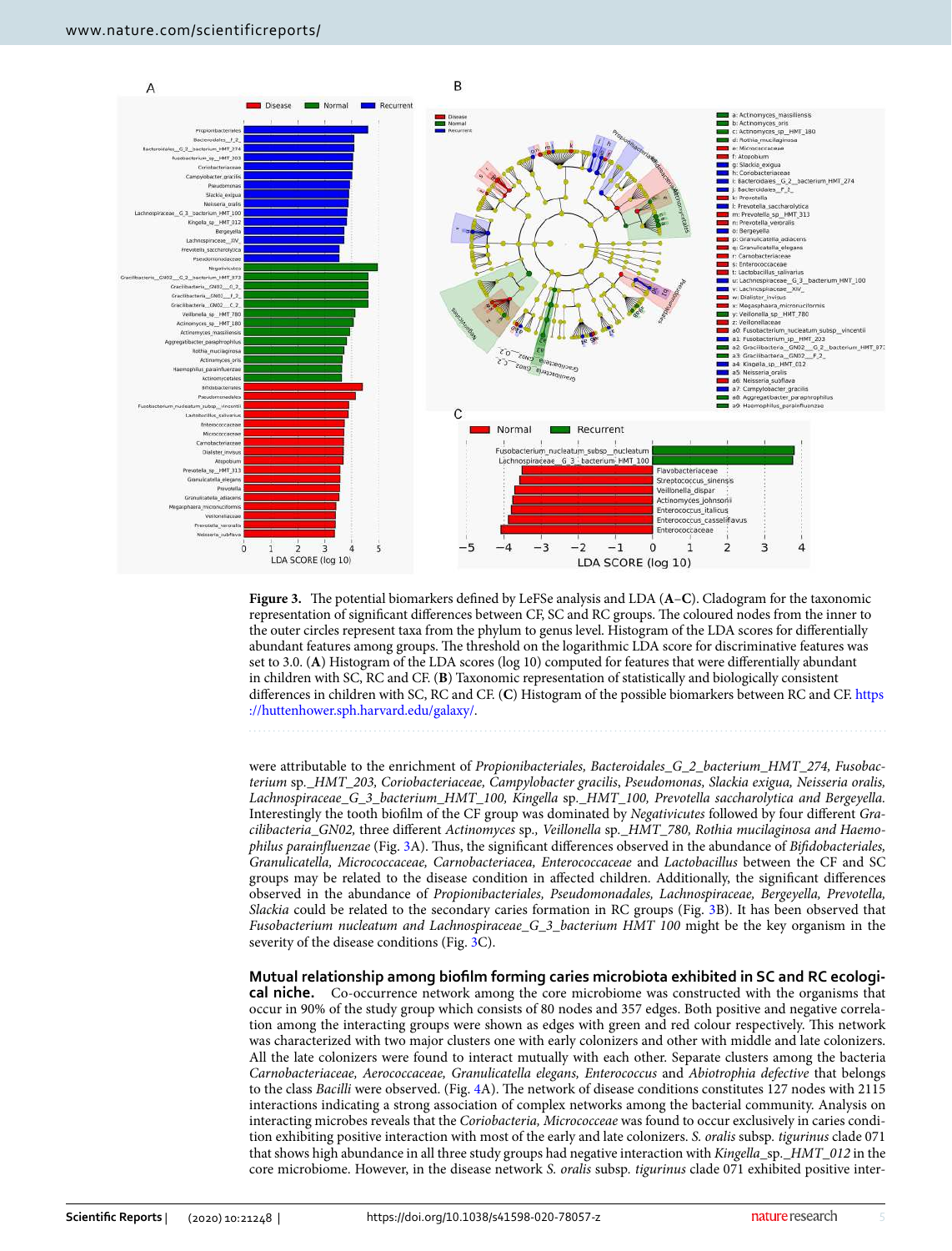**Figure 3.** The potential biomarkers defined by LeFSe analysis and LDA (**A**–**C**). Cladogram for the taxonomic representation of significant differences between CF, SC and RC groups. The coloured nodes from the inner to the outer circles represent taxa from the phylum to genus level. Histogram of the LDA scores for differentially abundant features among groups. The threshold on the logarithmic LDA score for discriminative features was set to 3.0. (**A**) Histogram of the LDA scores (log 10) computed for features that were differentially abundant in children with SC, RC and CF. (**B**) Taxonomic representation of statistically and biologically consistent differences in children with SC, RC and CF. (**C**) Histogram of the possible biomarkers between RC and CF. https://huttenhower.sph.harvard.edu/galaxy/.

were attributable to the enrichment of *Propionibacteriales, Bacteroidales_G_2_bacterium_HMT_274, Fusobacterium* sp.*_HMT_203, Coriobacteriaceae, Campylobacter gracilis*, *Pseudomonas, Slackia exigua, Neisseria oralis, Lachnospiraceae_G_3_bacterium_HMT_100, Kingella* sp.*_HMT_012, Prevotella saccharolytica and Bergeyella.* Interestingly the tooth biofilm of the CF group was dominated by *Negativicutes* followed by four different *Gracilibacteria_GN02,* three different *Actinomyces* sp., *Veillonella* sp.*_HMT_780, Rothia mucilaginosa and Haemophilus parainfluenzae* (Fig. 3A). Thus, the significant differences observed in the abundance of *Bifidobacteriales, Granulicatella, Micrococcaeae, Carnobacteriacea, Enterococcaceae* and *Lactobacillus* between the CF and SC groups may be related to the disease condition in affected children. Additionally, the significant differences observed in the abundance of *Propionibacteriales, Pseudomonadales, Lachnospiraceae, Bergeyella, Prevotella, Slackia* could be related to the secondary caries formation in RC groups (Fig. 3B). It has been observed that *Fusobacterium nucleatum and Lachnospiraceae_G_3_bacterium HMT 100* might be the key organism in the severity of the disease conditions (Fig. 3C).

**Mutual relationship among biofilm forming caries microbiota exhibited in SC and RC ecological niche.** Co-occurrence network among the core microbiome was constructed with the organisms that occur in 90% of the study group which consists of 80 nodes and 357 edges. Both positive and negative correlation among the interacting groups were shown as edges with green and red colour respectively. This network was characterized with two major clusters one with early colonizers and other with middle and late colonizers. All the late colonizers were found to interact mutually with each other. Separate clusters among the bacteria *Carnobacteriaceae, Aerococcaceae, Granulicatella elegans, Enterococcus* and *Abiotrophia defective* that belongs to the class *Bacilli* were observed. (Fig. 4A). The network of disease conditions constitutes 127 nodes with 2115 interactions indicating a strong association of complex networks among the bacterial community. Analysis on interacting microbes reveals that the *Coriobacteria, Micrococceae* was found to occur exclusively in caries condition exhibiting positive interaction with most of the early and late colonizers. *S. oralis* subsp. *tigurinus* clade 071 that shows high abundance in all three study groups had negative interaction with *Kingella_*sp.*_HMT_012* in the core microbiome. However, in the disease network *S. oralis* subsp. *tigurinus* clade 071 exhibited positive inter-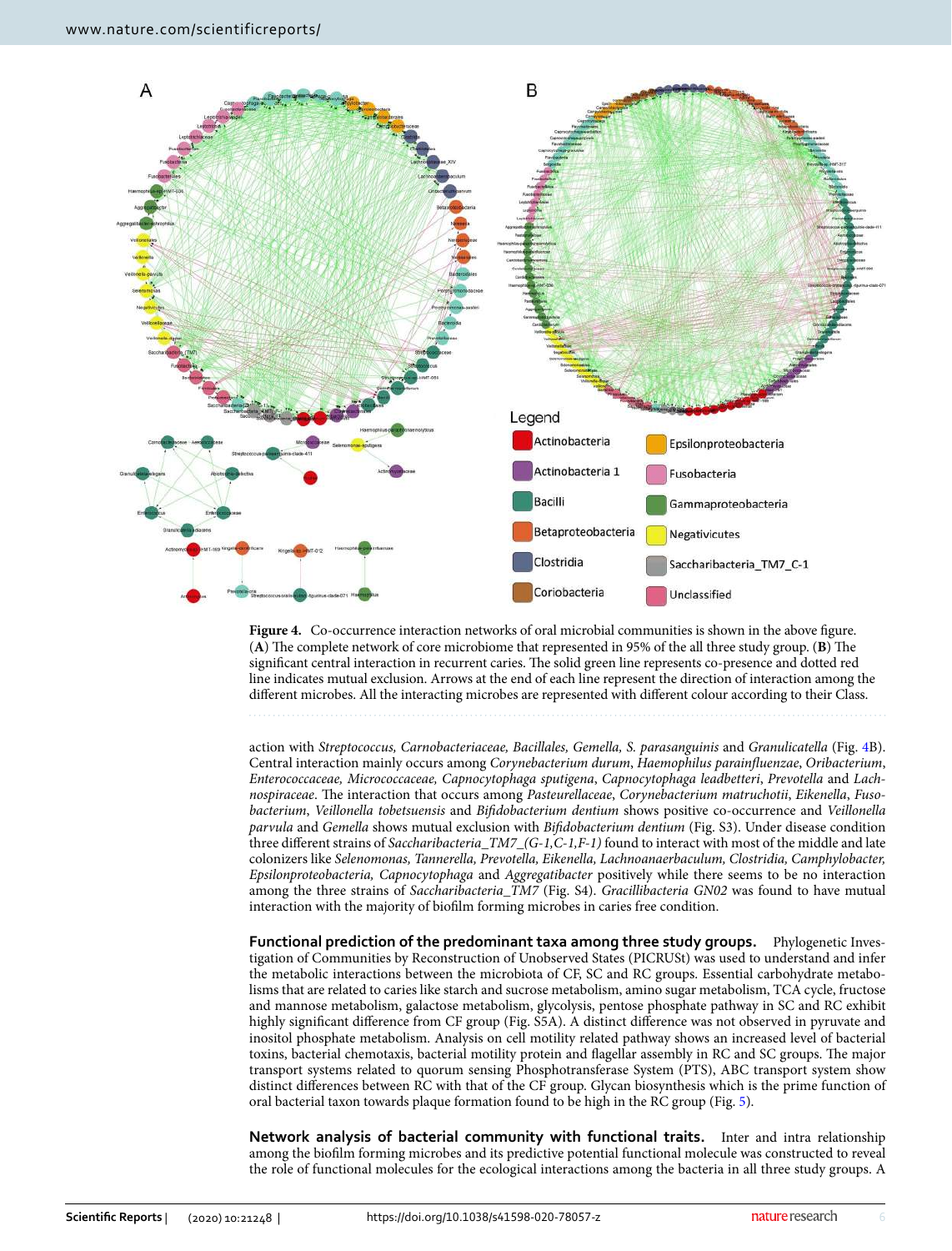**Figure 4.** Co-occurrence interaction networks of oral microbial communities is shown in the above figure. (**A**) The complete network of core microbiome that represented in 95% of the all three study group. (**B**) The significant central interaction in recurrent caries. The solid green line represents co-presence and dotted red line indicates mutual exclusion. Arrows at the end of each line represent the direction of interaction among the different microbes. All the interacting microbes are represented with different colour according to their Class.

action with *Streptococcus, Carnobacteriaceae, Bacillales, Gemella, S. parasanguinis* and *Granulicatella* (Fig. 4B). Central interaction mainly occurs among *Corynebacterium durum*, *Haemophilus parainfluenzae*, *Oribacterium*, *Enterococcaceae, Micrococcaceae, Capnocytophaga sputigena*, *Capnocytophaga leadbetteri*, *Prevotella* and *Lachnospiraceae*. The interaction that occurs among *Pasteurellaceae*, *Corynebacterium matruchotii*, *Eikenella*, *Fusobacterium*, *Veillonella tobetsuensis* and *Bifidobacterium dentium* shows positive co-occurrence and *Veillonella parvula* and *Gemella* shows mutual exclusion with *Bifidobacterium dentium* (Fig. S3). Under disease condition three different strains of *Saccharibacteria_TM7_(G-1,C-1,F-1)* found to interact with most of the middle and late colonizers like *Selenomonas, Tannerella, Prevotella, Eikenella, Lachnoanaerbaculum, Clostridia, Camphylobacter, Epsilonproteobacteria, Capnocytophaga* and *Aggregatibacter* positively while there seems to be no interaction among the three strains of *Saccharibacteria_TM7* (Fig. S4). *Gracillibacteria GN02* was found to have mutual interaction with the majority of biofilm forming microbes in caries free condition.

**Functional prediction of the predominant taxa among three study groups.** Phylogenetic Investigation of Communities by Reconstruction of Unobserved States (PICRUSt) was used to understand and infer the metabolic interactions between the microbiota of CF, SC and RC groups. Essential carbohydrate metabolisms that are related to caries like starch and sucrose metabolism, amino sugar metabolism, TCA cycle, fructose and mannose metabolism, galactose metabolism, glycolysis, pentose phosphate pathway in SC and RC exhibit highly significant difference from CF group (Fig. S5A). A distinct difference was not observed in pyruvate and inositol phosphate metabolism. Analysis on cell motility related pathway shows an increased level of bacterial toxins, bacterial chemotaxis, bacterial motility protein and flagellar assembly in RC and SC groups. The major transport systems related to quorum sensing Phosphotransferase System (PTS), ABC transport system show distinct differences between RC with that of the CF group. Glycan biosynthesis which is the prime function of oral bacterial taxon towards plaque formation found to be high in the RC group (Fig. 5).

**Network analysis of bacterial community with functional traits.** Inter and intra relationship among the biofilm forming microbes and its predictive potential functional molecule was constructed to reveal the role of functional molecules for the ecological interactions among the bacteria in all three study groups. A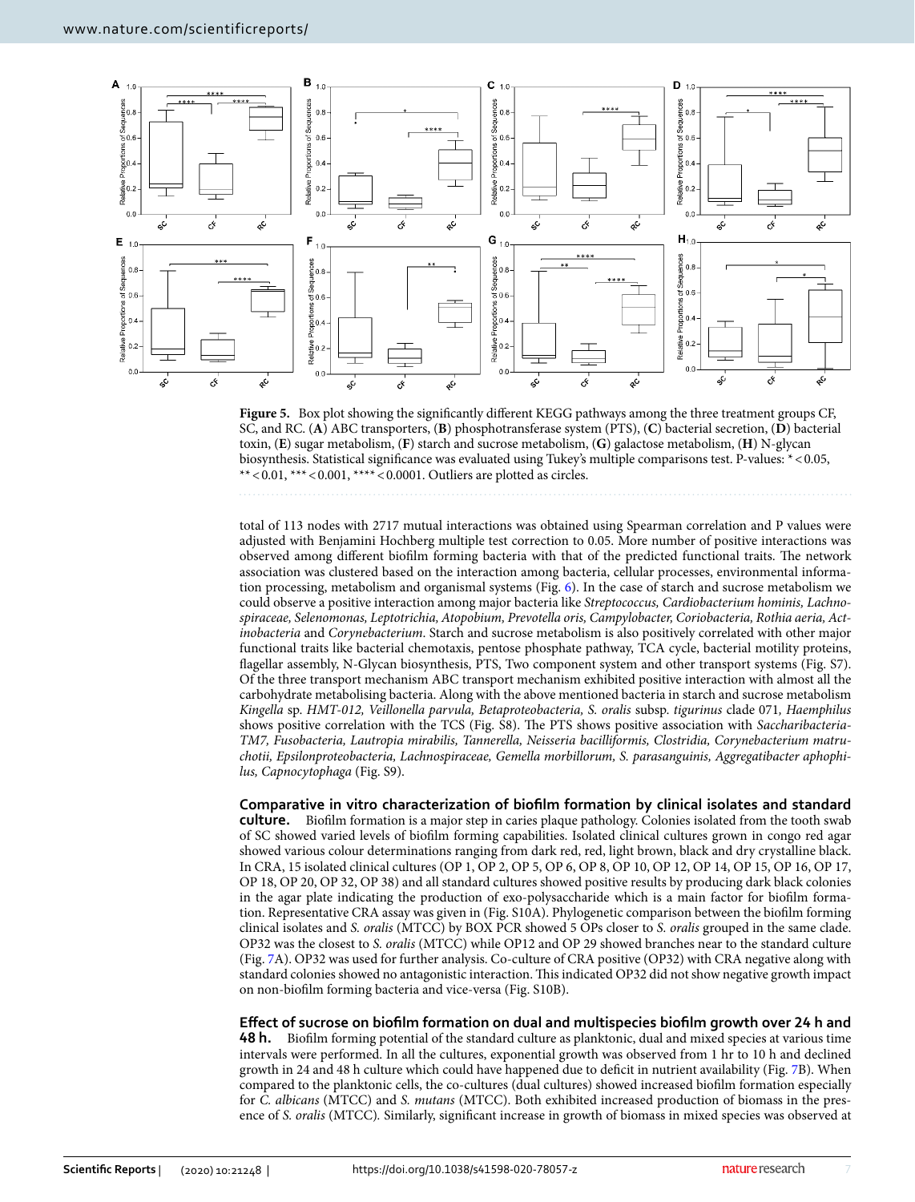**Figure 5.** Box plot showing the significantly different KEGG pathways among the three treatment groups CF, SC, and RC. (**A**) ABC transporters, (**B**) phosphotransferase system (PTS), (**C**) bacterial secretion, (**D**) bacterial toxin, (**E**) sugar metabolism, (**F**) starch and sucrose metabolism, (**G**) galactose metabolism, (**H**) N-glycan biosynthesis. Statistical significance was evaluated using Tukey's multiple comparisons test. P-values: * < 0.05, ** < 0.01, *** < 0.001, **** < 0.0001. Outliers are plotted as circles.

total of 113 nodes with 2717 mutual interactions was obtained using Spearman correlation and P values were adjusted with Benjamini Hochberg multiple test correction to 0.05. More number of positive interactions was observed among different biofilm forming bacteria with that of the predicted functional traits. The network association was clustered based on the interaction among bacteria, cellular processes, environmental information processing, metabolism and organismal systems (Fig. 6). In the case of starch and sucrose metabolism we could observe a positive interaction among major bacteria like *Streptococcus, Cardiobacterium hominis, Lachnospiraceae, Selenomonas, Leptotrichia, Atopobium, Prevotella oris, Campylobacter, Coriobacteria, Rothia aeria, Actinobacteria* and *Corynebacterium*. Starch and sucrose metabolism is also positively correlated with other major functional traits like bacterial chemotaxis, pentose phosphate pathway, TCA cycle, bacterial motility proteins, flagellar assembly, N-Glycan biosynthesis, PTS, Two component system and other transport systems (Fig. S7). Of the three transport mechanism ABC transport mechanism exhibited positive interaction with almost all the carbohydrate metabolising bacteria. Along with the above mentioned bacteria in starch and sucrose metabolism *Kingella* sp. *HMT-012, Veillonella parvula, Betaproteobacteria, S. oralis* subsp. *tigurinus* clade 071*, Haemphilus* shows positive correlation with the TCS (Fig. S8). The PTS shows positive association with *Saccharibacteria-TM7, Fusobacteria, Lautropia mirabilis, Tannerella, Neisseria bacilliformis, Clostridia, Corynebacterium matruchotii, Epsilonproteobacteria, Lachnospiraceae, Gemella morbillorum, S. parasanguinis, Aggregatibacter aphophilus, Capnocytophaga* (Fig. S9).

**Comparative in vitro characterization of biofilm formation by clinical isolates and standard culture.** Biofilm formation is a major step in caries plaque pathology. Colonies isolated from the tooth swab of SC showed varied levels of biofilm forming capabilities. Isolated clinical cultures grown in congo red agar showed various colour determinations ranging from dark red, red, light brown, black and dry crystalline black. In CRA, 15 isolated clinical cultures (OP 1, OP 2, OP 5, OP 6, OP 8, OP 10, OP 12, OP 14, OP 15, OP 16, OP 17, OP 18, OP 20, OP 32, OP 38) and all standard cultures showed positive results by producing dark black colonies in the agar plate indicating the production of exo-polysaccharide which is a main factor for biofilm formation. Representative CRA assay was given in (Fig. S10A). Phylogenetic comparison between the biofilm forming clinical isolates and *S. oralis* (MTCC) by BOX PCR showed 5 OPs closer to *S. oralis* grouped in the same clade. OP32 was the closest to *S. oralis* (MTCC) while OP12 and OP 29 showed branches near to the standard culture (Fig. 7A). OP32 was used for further analysis. Co-culture of CRA positive (OP32) with CRA negative along with standard colonies showed no antagonistic interaction. This indicated OP32 did not show negative growth impact on non-biofilm forming bacteria and vice-versa (Fig. S10B).

**Effect of sucrose on biofilm formation on dual and multispecies biofilm growth over 24 h and 48 h.** Biofilm forming potential of the standard culture as planktonic, dual and mixed species at various time intervals were performed. In all the cultures, exponential growth was observed from 1 hr to 10 h and declined growth in 24 and 48 h culture which could have happened due to deficit in nutrient availability (Fig. 7B). When compared to the planktonic cells, the co-cultures (dual cultures) showed increased biofilm formation especially for *C. albicans* (MTCC) and *S. mutans* (MTCC). Both exhibited increased production of biomass in the presence of *S. oralis* (MTCC). Similarly, significant increase in growth of biomass in mixed species was observed at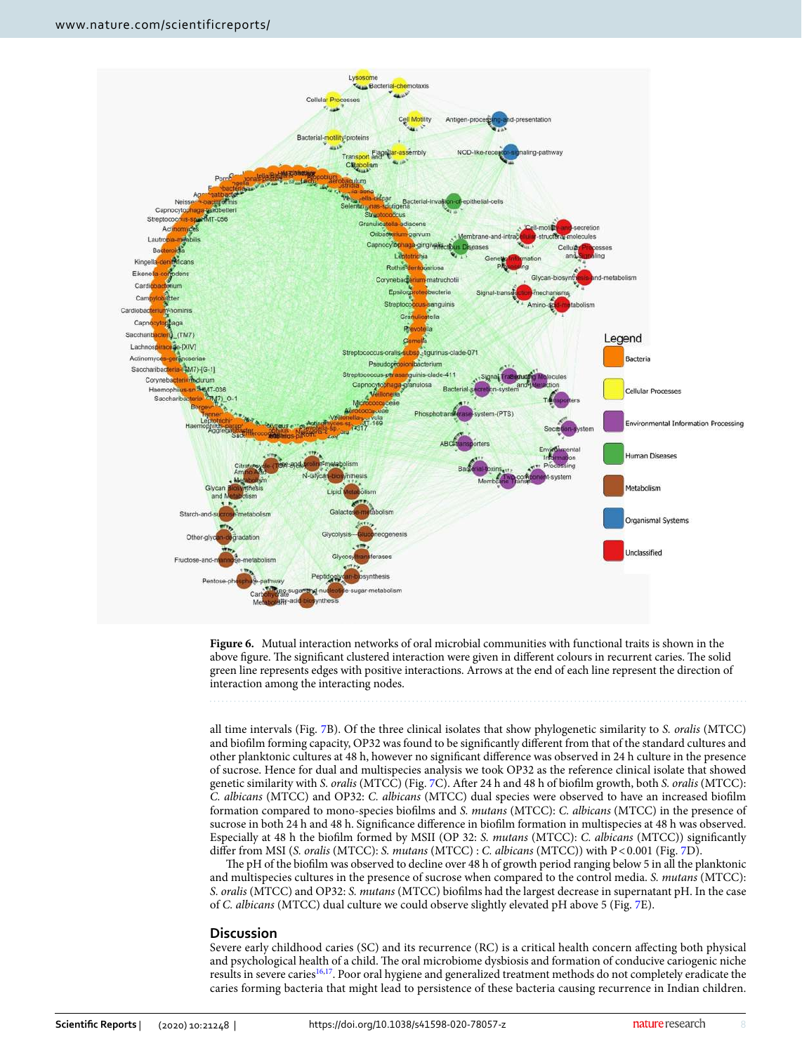**Figure 6.** Mutual interaction networks of oral microbial communities with functional traits is shown in the above figure. The significant clustered interaction were given in different colours in recurrent caries. The solid green line represents edges with positive interactions. Arrows at the end of each line represent the direction of interaction among the interacting nodes.

all time intervals (Fig. 7B). Of the three clinical isolates that show phylogenetic similarity to *S. oralis* (MTCC) and biofilm forming capacity, OP32 was found to be significantly different from that of the standard cultures and other planktonic cultures at 48 h, however no significant difference was observed in 24 h culture in the presence of sucrose. Hence for dual and multispecies analysis we took OP32 as the reference clinical isolate that showed genetic similarity with *S. oralis* (MTCC) (Fig. 7C). After 24 h and 48 h of biofilm growth, both *S. oralis* (MTCC): *C. albicans* (MTCC) and OP32: *C. albicans* (MTCC) dual species were observed to have an increased biofilm formation compared to mono-species biofilms and *S. mutans* (MTCC): *C. albicans* (MTCC) in the presence of sucrose in both 24 h and 48 h. Significance difference in biofilm formation in multispecies at 48 h was observed. Especially at 48 h the biofilm formed by MSII (OP 32: *S. mutans* (MTCC): *C. albicans* (MTCC)) significantly differ from MSI (*S. oralis* (MTCC): *S. mutans* (MTCC) : *C. albicans* (MTCC)) with $P<0.001$ (Fig. 7D).

The pH of the biofilm was observed to decline over 48 h of growth period ranging below 5 in all the planktonic and multispecies cultures in the presence of sucrose when compared to the control media. *S. mutans* (MTCC): *S. oralis* (MTCC) and OP32: *S. mutans* (MTCC) biofilms had the largest decrease in supernatant pH. In the case of *C. albicans* (MTCC) dual culture we could observe slightly elevated pH above 5 (Fig. 7E).

## Discussion

Severe early childhood caries (SC) and its recurrence (RC) is a critical health concern affecting both physical and psychological health of a child. The oral microbiome dysbiosis and formation of conducive cariogenic niche results in severe caries[16,17]. Poor oral hygiene and generalized treatment methods do not completely eradicate the caries forming bacteria that might lead to persistence of these bacteria causing recurrence in Indian children.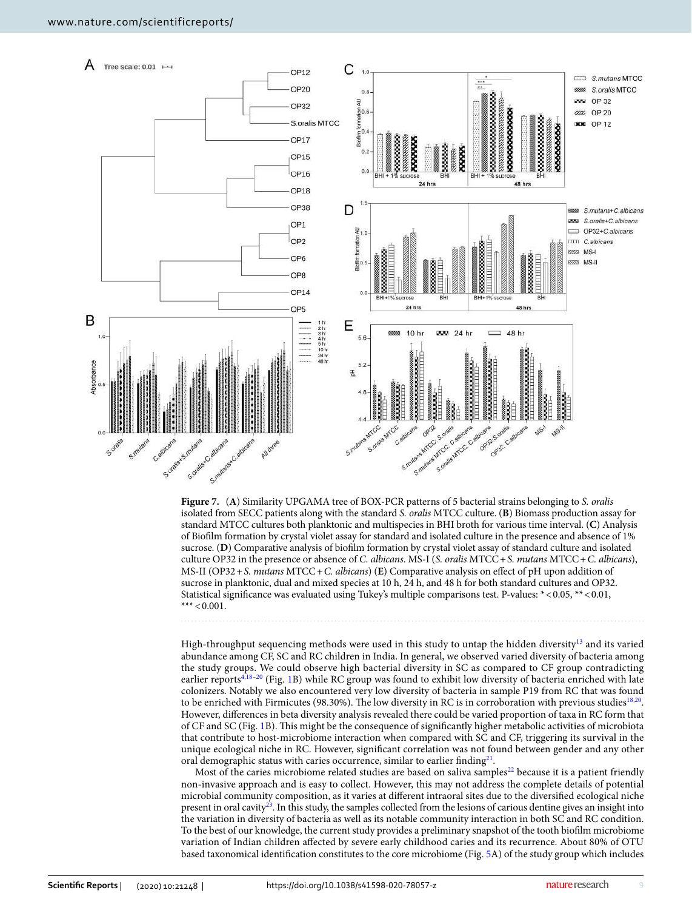**Figure 7.** (**A**) Similarity UPGAMA tree of BOX-PCR patterns of 5 bacterial strains belonging to *S. oralis* isolated from SECC patients along with the standard *S. oralis* MTCC culture. (**B**) Biomass production assay for standard MTCC cultures both planktonic and multispecies in BHI broth for various time interval. (**C**) Analysis of Biofilm formation by crystal violet assay for standard and isolated culture in the presence and absence of 1% sucrose. (**D**) Comparative analysis of biofilm formation by crystal violet assay of standard culture and isolated culture OP32 in the presence or absence of *C. albicans*. MS-I (*S. oralis* MTCC + *S. mutans* MTCC + *C. albicans*), MS-II (OP32 + *S. mutans* MTCC + *C. albicans*) (**E**) Comparative analysis on effect of pH upon addition of sucrose in planktonic, dual and mixed species at 10 h, 24 h, and 48 h for both standard cultures and OP32. Statistical significance was evaluated using Tukey's multiple comparisons test. P-values: * < 0.05, ** < 0.01, *** < 0.001.

High-throughput sequencing methods were used in this study to untap the hidden diversity[13] and its varied abundance among CF, SC and RC children in India. In general, we observed varied diversity of bacteria among the study groups. We could observe high bacterial diversity in SC as compared to CF group contradicting earlier reports[4,18–20] (Fig. 1B) while RC group was found to exhibit low diversity of bacteria enriched with late colonizers. Notably we also encountered very low diversity of bacteria in sample P19 from RC that was found to be enriched with Firmicutes (98.30%). The low diversity in RC is in corroboration with previous studies[18,20]. However, differences in beta diversity analysis revealed there could be varied proportion of taxa in RC form that of CF and SC (Fig. 1B). This might be the consequence of significantly higher metabolic activities of microbiota that contribute to host-microbiome interaction when compared with SC and CF, triggering its survival in the unique ecological niche in RC. However, significant correlation was not found between gender and any other oral demographic status with caries occurrence, similar to earlier finding[21].

Most of the caries microbiome related studies are based on saliva samples[22] because it is a patient friendly non-invasive approach and is easy to collect. However, this may not address the complete details of potential microbial community composition, as it varies at different intraoral sites due to the diversified ecological niche present in oral cavity[23]. In this study, the samples collected from the lesions of carious dentine gives an insight into the variation in diversity of bacteria as well as its notable community interaction in both SC and RC condition. To the best of our knowledge, the current study provides a preliminary snapshot of the tooth biofilm microbiome variation of Indian children affected by severe early childhood caries and its recurrence. About 80% of OTU based taxonomical identification constitutes to the core microbiome (Fig. 5A) of the study group which includes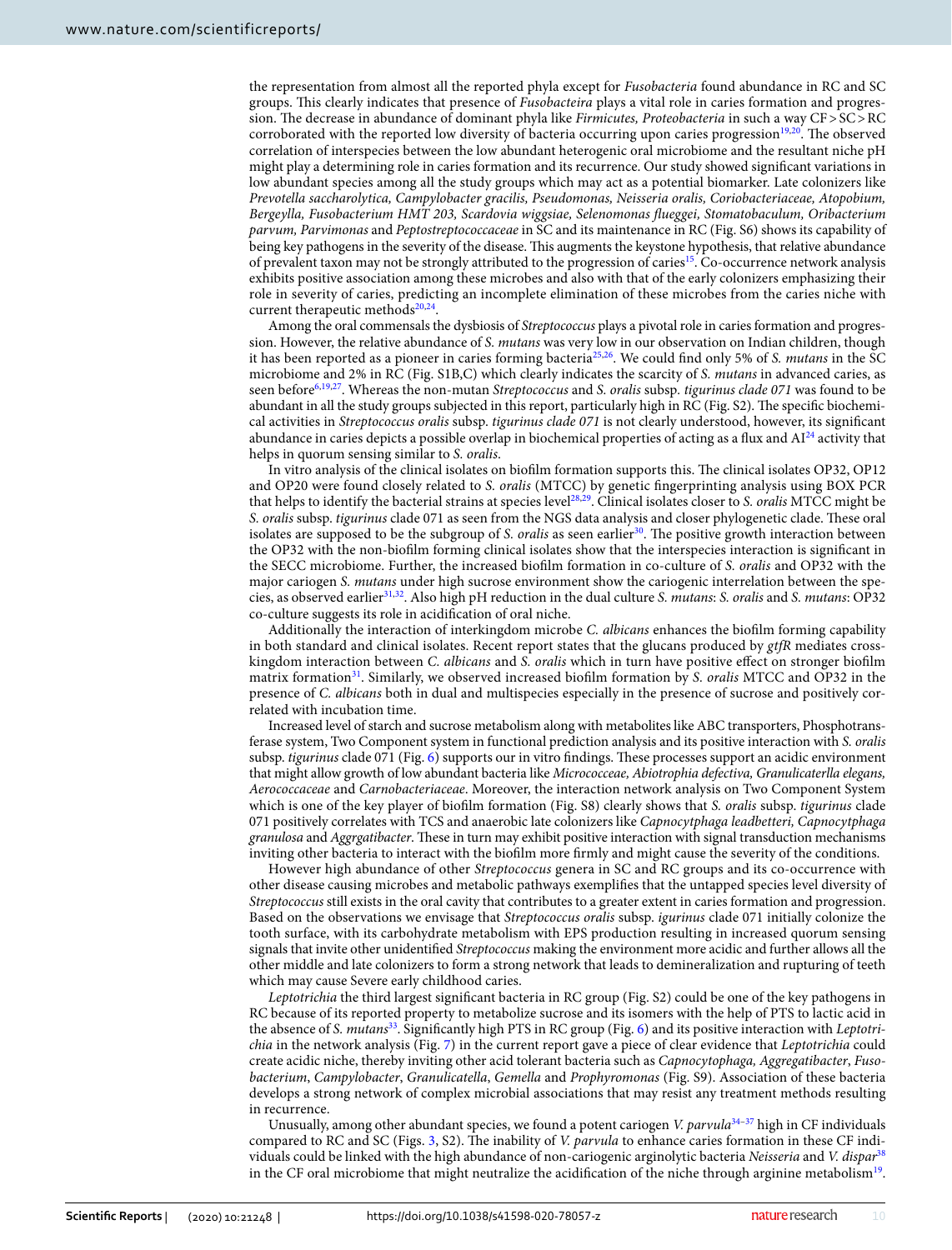the representation from almost all the reported phyla except for *Fusobacteria* found abundance in RC and SC groups. This clearly indicates that presence of *Fusobacteira* plays a vital role in caries formation and progression. The decrease in abundance of dominant phyla like *Firmicutes, Proteobacteria* in such a way CF > SC > RC corroborated with the reported low diversity of bacteria occurring upon caries progression[19,20]. The observed correlation of interspecies between the low abundant heterogenic oral microbiome and the resultant niche pH might play a determining role in caries formation and its recurrence. Our study showed significant variations in low abundant species among all the study groups which may act as a potential biomarker. Late colonizers like *Prevotella saccharolytica, Campylobacter gracilis, Pseudomonas, Neisseria oralis, Coriobacteriaceae, Atopobium, Bergeylla, Fusobacterium HMT 203, Scardovia wiggsiae, Selenomonas flueggei, Stomatobaculum, Oribacterium parvum, Parvimonas* and *Peptostreptococcaceae* in SC and its maintenance in RC (Fig. S6) shows its capability of being key pathogens in the severity of the disease. This augments the keystone hypothesis, that relative abundance of prevalent taxon may not be strongly attributed to the progression of caries[15]. Co-occurrence network analysis exhibits positive association among these microbes and also with that of the early colonizers emphasizing their role in severity of caries, predicting an incomplete elimination of these microbes from the caries niche with current therapeutic methods[20,24].

Among the oral commensals the dysbiosis of *Streptococcus* plays a pivotal role in caries formation and progression. However, the relative abundance of *S. mutans* was very low in our observation on Indian children, though it has been reported as a pioneer in caries forming bacteria[25,26]. We could find only 5% of *S. mutans* in the SC microbiome and 2% in RC (Fig. S1B,C) which clearly indicates the scarcity of *S. mutans* in advanced caries, as seen before[6,19,27]. Whereas the non-mutan *Streptococcus* and *S. oralis* subsp. *tigurinus clade 071* was found to be abundant in all the study groups subjected in this report, particularly high in RC (Fig. S2). The specific biochemical activities in *Streptococcus oralis* subsp. *tigurinus clade 071* is not clearly understood, however, its significant abundance in caries depicts a possible overlap in biochemical properties of acting as a flux and AI[24] activity that helps in quorum sensing similar to *S. oralis*.

In vitro analysis of the clinical isolates on biofilm formation supports this. The clinical isolates OP32, OP12 and OP20 were found closely related to *S. oralis* (MTCC) by genetic fingerprinting analysis using BOX PCR that helps to identify the bacterial strains at species level[28,29]. Clinical isolates closer to *S. oralis* MTCC might be *S. oralis* subsp. *tigurinus* clade 071 as seen from the NGS data analysis and closer phylogenetic clade. These oral isolates are supposed to be the subgroup of *S. oralis* as seen earlier[30]. The positive growth interaction between the OP32 with the non-biofilm forming clinical isolates show that the interspecies interaction is significant in the SECC microbiome. Further, the increased biofilm formation in co-culture of *S. oralis* and OP32 with the major cariogen *S. mutans* under high sucrose environment show the cariogenic interrelation between the species, as observed earlier[31,32]. Also high pH reduction in the dual culture *S. mutans*: *S. oralis* and *S. mutans*: OP32 co-culture suggests its role in acidification of oral niche.

Additionally the interaction of interkingdom microbe *C. albicans* enhances the biofilm forming capability in both standard and clinical isolates. Recent report states that the glucans produced by *gtfR* mediates cross-kingdom interaction between *C. albicans* and *S. oralis* which in turn have positive effect on stronger biofilm matrix formation[31]. Similarly, we observed increased biofilm formation by *S. oralis* MTCC and OP32 in the presence of *C. albicans* both in dual and multispecies especially in the presence of sucrose and positively correlated with incubation time.

Increased level of starch and sucrose metabolism along with metabolites like ABC transporters, Phosphotransferase system, Two Component system in functional prediction analysis and its positive interaction with *S. oralis* subsp. *tigurinus* clade 071 (Fig. 6) supports our in vitro findings. These processes support an acidic environment that might allow growth of low abundant bacteria like *Micrococceae, Abiotrophia defectiva, Granulicaterlla elegans, Aerococcaceae* and *Carnobacteriaceae*. Moreover, the interaction network analysis on Two Component System which is one of the key player of biofilm formation (Fig. S8) clearly shows that *S. oralis* subsp. *tigurinus* clade 071 positively correlates with TCS and anaerobic late colonizers like *Capnocytphaga leadbetteri, Capnocytphaga granulosa* and *Aggrgatibacter*. These in turn may exhibit positive interaction with signal transduction mechanisms inviting other bacteria to interact with the biofilm more firmly and might cause the severity of the conditions.

However high abundance of other *Streptococcus* genera in SC and RC groups and its co-occurrence with other disease causing microbes and metabolic pathways exemplifies that the untapped species level diversity of *Streptococcus* still exists in the oral cavity that contributes to a greater extent in caries formation and progression. Based on the observations we envisage that *Streptococcus oralis* subsp. *igurinus* clade 071 initially colonize the tooth surface, with its carbohydrate metabolism with EPS production resulting in increased quorum sensing signals that invite other unidentified *Streptococcus* making the environment more acidic and further allows all the other middle and late colonizers to form a strong network that leads to demineralization and rupturing of teeth which may cause Severe early childhood caries.

*Leptotrichia* the third largest significant bacteria in RC group (Fig. S2) could be one of the key pathogens in RC because of its reported property to metabolize sucrose and its isomers with the help of PTS to lactic acid in the absence of *S. mutans*[33]. Significantly high PTS in RC group (Fig. 6) and its positive interaction with *Leptotrichia* in the network analysis (Fig. 7) in the current report gave a piece of clear evidence that *Leptotrichia* could create acidic niche, thereby inviting other acid tolerant bacteria such as *Capnocytophaga, Aggregatibacter*, *Fusobacterium*, *Campylobacter*, *Granulicatella*, *Gemella* and *Prophyromonas* (Fig. S9). Association of these bacteria develops a strong network of complex microbial associations that may resist any treatment methods resulting in recurrence.

Unusually, among other abundant species, we found a potent cariogen *V. parvula*[34–37] high in CF individuals compared to RC and SC (Figs. 3, S2). The inability of *V. parvula* to enhance caries formation in these CF individuals could be linked with the high abundance of non-cariogenic arginolytic bacteria *Neisseria* and *V. dispar*[38] in the CF oral microbiome that might neutralize the acidification of the niche through arginine metabolism[19].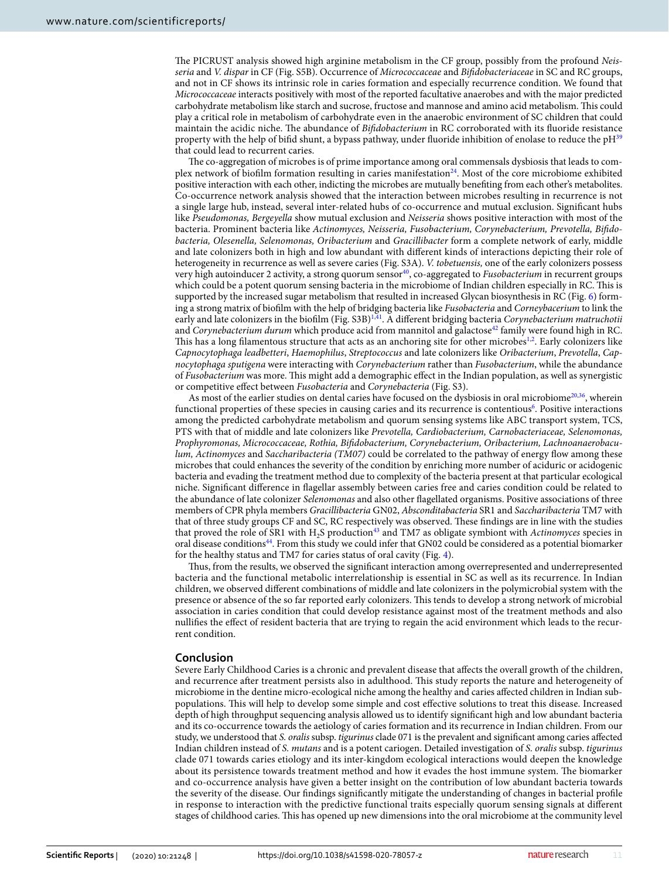The PICRUST analysis showed high arginine metabolism in the CF group, possibly from the profound *Neisseria* and *V. dispar* in CF (Fig. S5B). Occurrence of *Micrococcaceae* and *Bifidobacteriaceae* in SC and RC groups, and not in CF shows its intrinsic role in caries formation and especially recurrence condition. We found that *Micrococcaceae* interacts positively with most of the reported facultative anaerobes and with the major predicted carbohydrate metabolism like starch and sucrose, fructose and mannose and amino acid metabolism. This could play a critical role in metabolism of carbohydrate even in the anaerobic environment of SC children that could maintain the acidic niche. The abundance of *Bifidobacterium* in RC corroborated with its fluoride resistance property with the help of bifid shunt, a bypass pathway, under fluoride inhibition of enolase to reduce the pH[39] that could lead to recurrent caries.

The co-aggregation of microbes is of prime importance among oral commensals dysbiosis that leads to complex network of biofilm formation resulting in caries manifestation[24]. Most of the core microbiome exhibited positive interaction with each other, indicting the microbes are mutually benefiting from each other's metabolites. Co-occurrence network analysis showed that the interaction between microbes resulting in recurrence is not a single large hub, instead, several inter-related hubs of co-occurrence and mutual exclusion. Significant hubs like *Pseudomonas, Bergeyella* show mutual exclusion and *Neisseria* shows positive interaction with most of the bacteria. Prominent bacteria like *Actinomyces, Neisseria, Fusobacterium, Corynebacterium, Prevotella, Bifidobacteria, Olesenella, Selenomonas, Oribacterium* and *Gracillibacter* form a complete network of early, middle and late colonizers both in high and low abundant with different kinds of interactions depicting their role of heterogeneity in recurrence as well as severe caries (Fig. S3A). *V. tobetuensis,* one of the early colonizers possess very high autoinducer 2 activity, a strong quorum sensor[40], co-aggregated to *Fusobacterium* in recurrent groups which could be a potent quorum sensing bacteria in the microbiome of Indian children especially in RC. This is supported by the increased sugar metabolism that resulted in increased Glycan biosynthesis in RC (Fig. 6) forming a strong matrix of biofilm with the help of bridging bacteria like *Fusobacteria* and *Corneybacerium* to link the early and late colonizers in the biofilm (Fig. S3B)[1,41]. A different bridging bacteria *Corynebacterium matruchotii* and *Corynebacterium durum* which produce acid from mannitol and galactose[42] family were found high in RC. This has a long filamentous structure that acts as an anchoring site for other microbes[1,2]. Early colonizers like *Capnocytophaga leadbetteri*, *Haemophilus*, *Streptococcus* and late colonizers like *Oribacterium*, *Prevotella*, *Capnocytophaga sputigena* were interacting with *Corynebacterium* rather than *Fusobacterium*, while the abundance of *Fusobacterium* was more. This might add a demographic effect in the Indian population, as well as synergistic or competitive effect between *Fusobacteria* and *Corynebacteria* (Fig. S3).

As most of the earlier studies on dental caries have focused on the dysbiosis in oral microbiome[20,36], wherein functional properties of these species in causing caries and its recurrence is contentious[6]. Positive interactions among the predicted carbohydrate metabolism and quorum sensing systems like ABC transport system, TCS, PTS with that of middle and late colonizers like *Prevotella, Cardiobacterium, Carnobacteriaceae, Selenomonas, Prophyromonas, Micrococcaceae, Rothia, Bifidobacterium, Corynebacterium, Oribacterium, Lachnoanaerobaculum, Actinomyces* and *Saccharibacteria (TM07)* could be correlated to the pathway of energy flow among these microbes that could enhances the severity of the condition by enriching more number of aciduric or acidogenic bacteria and evading the treatment method due to complexity of the bacteria present at that particular ecological niche. Significant difference in flagellar assembly between caries free and caries condition could be related to the abundance of late colonizer *Selenomonas* and also other flagellated organisms. Positive associations of three members of CPR phyla members *Gracillibacteria* GN02, *Absconditabacteria* SR1 and *Saccharibacteria* TM7 with that of three study groups CF and SC, RC respectively was observed. These findings are in line with the studies that proved the role of SR1 with $H_2S$ production[43] and TM7 as obligate symbiont with *Actinomyces* species in oral disease conditions[44]. From this study we could infer that GN02 could be considered as a potential biomarker for the healthy status and TM7 for caries status of oral cavity (Fig. 4).

Thus, from the results, we observed the significant interaction among overrepresented and underrepresented bacteria and the functional metabolic interrelationship is essential in SC as well as its recurrence. In Indian children, we observed different combinations of middle and late colonizers in the polymicrobial system with the presence or absence of the so far reported early colonizers. This tends to develop a strong network of microbial association in caries condition that could develop resistance against most of the treatment methods and also nullifies the effect of resident bacteria that are trying to regain the acid environment which leads to the recurrent condition.

## Conclusion

Severe Early Childhood Caries is a chronic and prevalent disease that affects the overall growth of the children, and recurrence after treatment persists also in adulthood. This study reports the nature and heterogeneity of microbiome in the dentine micro-ecological niche among the healthy and caries affected children in Indian subpopulations. This will help to develop some simple and cost effective solutions to treat this disease. Increased depth of high throughput sequencing analysis allowed us to identify significant high and low abundant bacteria and its co-occurrence towards the aetiology of caries formation and its recurrence in Indian children. From our study, we understood that *S. oralis* subsp. *tigurinus* clade 071 is the prevalent and significant among caries affected Indian children instead of *S. mutans* and is a potent cariogen. Detailed investigation of *S. oralis* subsp. *tigurinus* clade 071 towards caries etiology and its inter-kingdom ecological interactions would deepen the knowledge about its persistence towards treatment method and how it evades the host immune system. The biomarker and co-occurrence analysis have given a better insight on the contribution of low abundant bacteria towards the severity of the disease. Our findings significantly mitigate the understanding of changes in bacterial profile in response to interaction with the predictive functional traits especially quorum sensing signals at different stages of childhood caries. This has opened up new dimensions into the oral microbiome at the community level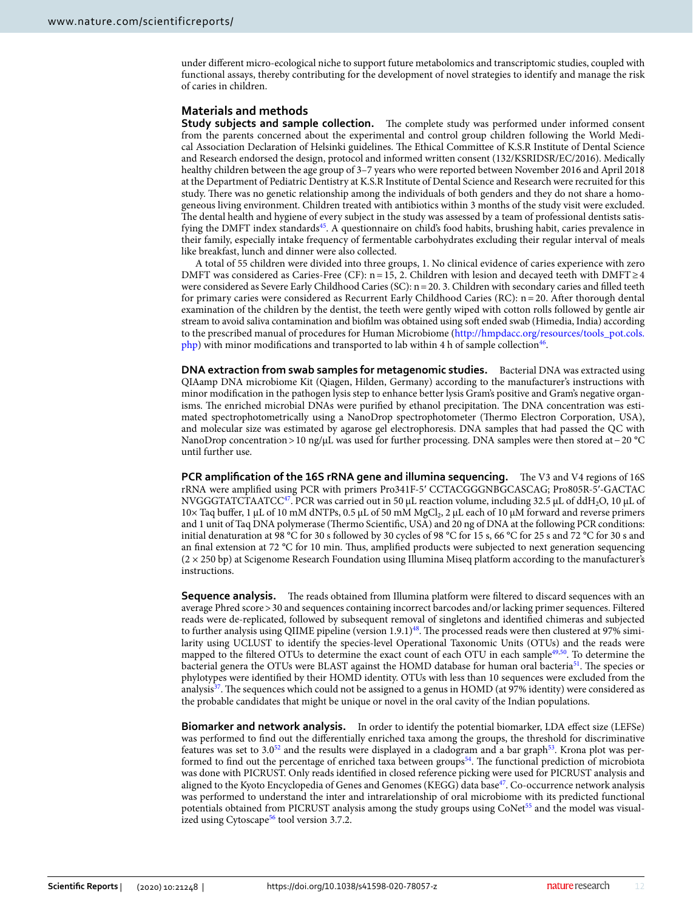under different micro-ecological niche to support future metabolomics and transcriptomic studies, coupled with functional assays, thereby contributing for the development of novel strategies to identify and manage the risk of caries in children.

## Materials and methods

**Study subjects and sample collection.** The complete study was performed under informed consent from the parents concerned about the experimental and control group children following the World Medical Association Declaration of Helsinki guidelines. The Ethical Committee of K.S.R Institute of Dental Science and Research endorsed the design, protocol and informed written consent (132/KSRIDSR/EC/2016). Medically healthy children between the age group of 3–7 years who were reported between November 2016 and April 2018 at the Department of Pediatric Dentistry at K.S.R Institute of Dental Science and Research were recruited for this study. There was no genetic relationship among the individuals of both genders and they do not share a homogeneous living environment. Children treated with antibiotics within 3 months of the study visit were excluded. The dental health and hygiene of every subject in the study was assessed by a team of professional dentists satisfying the DMFT index standards[45]. A questionnaire on child's food habits, brushing habit, caries prevalence in their family, especially intake frequency of fermentable carbohydrates excluding their regular interval of meals like breakfast, lunch and dinner were also collected.

A total of 55 children were divided into three groups, 1. No clinical evidence of caries experience with zero DMFT was considered as Caries-Free (CF): n = 15, 2. Children with lesion and decayed teeth with DMFT ≥ 4 were considered as Severe Early Childhood Caries (SC): n = 20. 3. Children with secondary caries and filled teeth for primary caries were considered as Recurrent Early Childhood Caries (RC): n = 20. After thorough dental examination of the children by the dentist, the teeth were gently wiped with cotton rolls followed by gentle air stream to avoid saliva contamination and biofilm was obtained using soft ended swab (Himedia, India) according to the prescribed manual of procedures for Human Microbiome (http://hmpdacc.org/resources/tools_pot.cols.php) with minor modifications and transported to lab within 4 h of sample collection[46].

**DNA extraction from swab samples for metagenomic studies.** Bacterial DNA was extracted using QIAamp DNA microbiome Kit (Qiagen, Hilden, Germany) according to the manufacturer's instructions with minor modification in the pathogen lysis step to enhance better lysis Gram's positive and Gram's negative organisms. The enriched microbial DNAs were purified by ethanol precipitation. The DNA concentration was estimated spectrophotometrically using a NanoDrop spectrophotometer (Thermo Electron Corporation, USA), and molecular size was estimated by agarose gel electrophoresis. DNA samples that had passed the QC with NanoDrop concentration > 10 ng/μL was used for further processing. DNA samples were then stored at − 20 °C until further use.

**PCR amplification of the 16S rRNA gene and illumina sequencing.** The V3 and V4 regions of 16S rRNA were amplified using PCR with primers Pro341F-5′ CCTACGGGNBGCASCAG; Pro805R-5′-GACTAC NVGGGTATCTAATCC[47]. PCR was carried out in 50 μL reaction volume, including 32.5 μL of dd$H_2O$, 10 μL of 10× Taq buffer, 1 μL of 10 mM dNTPs, 0.5 μL of 50 mM $MgCl_2$, 2 μL each of 10 μM forward and reverse primers and 1 unit of Taq DNA polymerase (Thermo Scientific, USA) and 20 ng of DNA at the following PCR conditions: initial denaturation at 98 °C for 30 s followed by 30 cycles of 98 °C for 15 s, 66 °C for 25 s and 72 °C for 30 s and an final extension at 72 °C for 10 min. Thus, amplified products were subjected to next generation sequencing (2 × 250 bp) at Scigenome Research Foundation using Illumina Miseq platform according to the manufacturer's instructions.

**Sequence analysis.** The reads obtained from Illumina platform were filtered to discard sequences with an average Phred score > 30 and sequences containing incorrect barcodes and/or lacking primer sequences. Filtered reads were de-replicated, followed by subsequent removal of singletons and identified chimeras and subjected to further analysis using QIIME pipeline (version 1.9.1)[48]. The processed reads were then clustered at 97% similarity using UCLUST to identify the species-level Operational Taxonomic Units (OTUs) and the reads were mapped to the filtered OTUs to determine the exact count of each OTU in each sample[49,50]. To determine the bacterial genera the OTUs were BLAST against the HOMD database for human oral bacteria[51]. The species or phylotypes were identified by their HOMD identity. OTUs with less than 10 sequences were excluded from the analysis[37]. The sequences which could not be assigned to a genus in HOMD (at 97% identity) were considered as the probable candidates that might be unique or novel in the oral cavity of the Indian populations.

**Biomarker and network analysis.** In order to identify the potential biomarker, LDA effect size (LEFSe) was performed to find out the differentially enriched taxa among the groups, the threshold for discriminative features was set to 3.0[52] and the results were displayed in a cladogram and a bar graph[53]. Krona plot was performed to find out the percentage of enriched taxa between groups[54]. The functional prediction of microbiota was done with PICRUST. Only reads identified in closed reference picking were used for PICRUST analysis and aligned to the Kyoto Encyclopedia of Genes and Genomes (KEGG) data base[47]. Co-occurrence network analysis was performed to understand the inter and intrarelationship of oral microbiome with its predicted functional potentials obtained from PICRUST analysis among the study groups using CoNet[55] and the model was visualized using Cytoscape[56] tool version 3.7.2.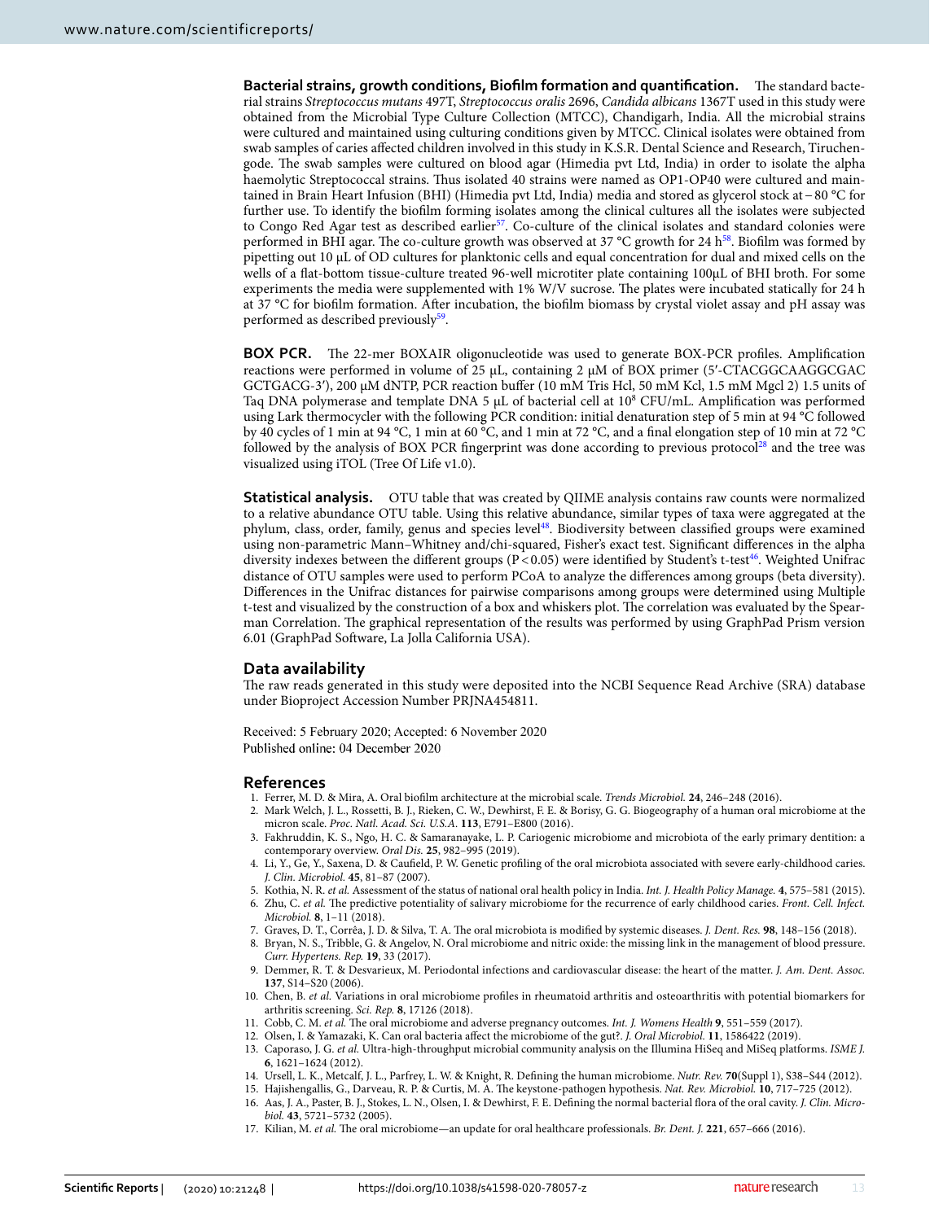**Bacterial strains, growth conditions, Biofilm formation and quantification.** The standard bacterial strains *Streptococcus mutans* 497T, *Streptococcus oralis* 2696, *Candida albicans* 1367T used in this study were obtained from the Microbial Type Culture Collection (MTCC), Chandigarh, India. All the microbial strains were cultured and maintained using culturing conditions given by MTCC. Clinical isolates were obtained from swab samples of caries affected children involved in this study in K.S.R. Dental Science and Research, Tiruchengode. The swab samples were cultured on blood agar (Himedia pvt Ltd, India) in order to isolate the alpha haemolytic Streptococcal strains. Thus isolated 40 strains were named as OP1-OP40 were cultured and maintained in Brain Heart Infusion (BHI) (Himedia pvt Ltd, India) media and stored as glycerol stock at − 80 °C for further use. To identify the biofilm forming isolates among the clinical cultures all the isolates were subjected to Congo Red Agar test as described earlier[57]. Co-culture of the clinical isolates and standard colonies were performed in BHI agar. The co-culture growth was observed at 37 °C growth for 24 h[58]. Biofilm was formed by pipetting out 10 µL of OD cultures for planktonic cells and equal concentration for dual and mixed cells on the wells of a flat-bottom tissue-culture treated 96-well microtiter plate containing 100µL of BHI broth. For some experiments the media were supplemented with 1% W/V sucrose. The plates were incubated statically for 24 h at 37 °C for biofilm formation. After incubation, the biofilm biomass by crystal violet assay and pH assay was performed as described previously[59].

**BOX PCR.** The 22-mer BOXAIR oligonucleotide was used to generate BOX-PCR profiles. Amplification reactions were performed in volume of 25 µL, containing 2 µM of BOX primer (5′-CTACGGCAAGGCGAC GCTGACG-3′), 200 µM dNTP, PCR reaction buffer (10 mM Tris Hcl, 50 mM Kcl, 1.5 mM Mgcl 2) 1.5 units of Taq DNA polymerase and template DNA 5 µL of bacterial cell at $10^8$ CFU/mL. Amplification was performed using Lark thermocycler with the following PCR condition: initial denaturation step of 5 min at 94 °C followed by 40 cycles of 1 min at 94 °C, 1 min at 60 °C, and 1 min at 72 °C, and a final elongation step of 10 min at 72 °C followed by the analysis of BOX PCR fingerprint was done according to previous protocol[28] and the tree was visualized using iTOL (Tree Of Life v1.0).

**Statistical analysis.** OTU table that was created by QIIME analysis contains raw counts were normalized to a relative abundance OTU table. Using this relative abundance, similar types of taxa were aggregated at the phylum, class, order, family, genus and species level[48]. Biodiversity between classified groups were examined using non-parametric Mann–Whitney and/chi-squared, Fisher's exact test. Significant differences in the alpha diversity indexes between the different groups ($P < 0.05$) were identified by Student's t-test[46]. Weighted Unifrac distance of OTU samples were used to perform PCoA to analyze the differences among groups (beta diversity). Differences in the Unifrac distances for pairwise comparisons among groups were determined using Multiple t-test and visualized by the construction of a box and whiskers plot. The correlation was evaluated by the Spearman Correlation. The graphical representation of the results was performed by using GraphPad Prism version 6.01 (GraphPad Software, La Jolla California USA).

## Data availability

The raw reads generated in this study were deposited into the NCBI Sequence Read Archive (SRA) database under Bioproject Accession Number PRJNA454811.

Received: 5 February 2020; Accepted: 6 November 2020
Published online: 04 December 2020

## References

1. Ferrer, M. D. & Mira, A. Oral biofilm architecture at the microbial scale. *Trends Microbiol.* **24**, 246–248 (2016).
2. Mark Welch, J. L., Rossetti, B. J., Rieken, C. W., Dewhirst, F. E. & Borisy, G. G. Biogeography of a human oral microbiome at the micron scale. *Proc. Natl. Acad. Sci. U.S.A.* **113**, E791–E800 (2016).
3. Fakhruddin, K. S., Ngo, H. C. & Samaranayake, L. P. Cariogenic microbiome and microbiota of the early primary dentition: a contemporary overview. *Oral Dis.* **25**, 982–995 (2019).
4. Li, Y., Ge, Y., Saxena, D. & Caufield, P. W. Genetic profiling of the oral microbiota associated with severe early-childhood caries. *J. Clin. Microbiol.* **45**, 81–87 (2007).
5. Kothia, N. R. *et al.* Assessment of the status of national oral health policy in India. *Int. J. Health Policy Manage.* **4**, 575–581 (2015).
6. Zhu, C. *et al.* The predictive potentiality of salivary microbiome for the recurrence of early childhood caries. *Front. Cell. Infect. Microbiol.* **8**, 1–11 (2018).
7. Graves, D. T., Corrêa, J. D. & Silva, T. A. The oral microbiota is modified by systemic diseases. *J. Dent. Res.* **98**, 148–156 (2018).
8. Bryan, N. S., Tribble, G. & Angelov, N. Oral microbiome and nitric oxide: the missing link in the management of blood pressure. *Curr. Hypertens. Rep.* **19**, 33 (2017).
9. Demmer, R. T. & Desvarieux, M. Periodontal infections and cardiovascular disease: the heart of the matter. *J. Am. Dent. Assoc.* **137**, S14–S20 (2006).
10. Chen, B. *et al.* Variations in oral microbiome profiles in rheumatoid arthritis and osteoarthritis with potential biomarkers for arthritis screening. *Sci. Rep.* **8**, 17126 (2018).
11. Cobb, C. M. *et al.* The oral microbiome and adverse pregnancy outcomes. *Int. J. Womens Health* **9**, 551–559 (2017).
12. Olsen, I. & Yamazaki, K. Can oral bacteria affect the microbiome of the gut?. *J. Oral Microbiol.* **11**, 1586422 (2019).
13. Caporaso, J. G. *et al.* Ultra-high-throughput microbial community analysis on the Illumina HiSeq and MiSeq platforms. *ISME J.* **6**, 1621–1624 (2012).
14. Ursell, L. K., Metcalf, J. L., Parfrey, L. W. & Knight, R. Defining the human microbiome. *Nutr. Rev.* **70**(Suppl 1), S38–S44 (2012).
15. Hajishengallis, G., Darveau, R. P. & Curtis, M. A. The keystone-pathogen hypothesis. *Nat. Rev. Microbiol.* **10**, 717–725 (2012).
16. Aas, J. A., Paster, B. J., Stokes, L. N., Olsen, I. & Dewhirst, F. E. Defining the normal bacterial flora of the oral cavity. *J. Clin. Microbiol.* **43**, 5721–5732 (2005).
17. Kilian, M. *et al.* The oral microbiome—an update for oral healthcare professionals. *Br. Dent. J.* **221**, 657–666 (2016).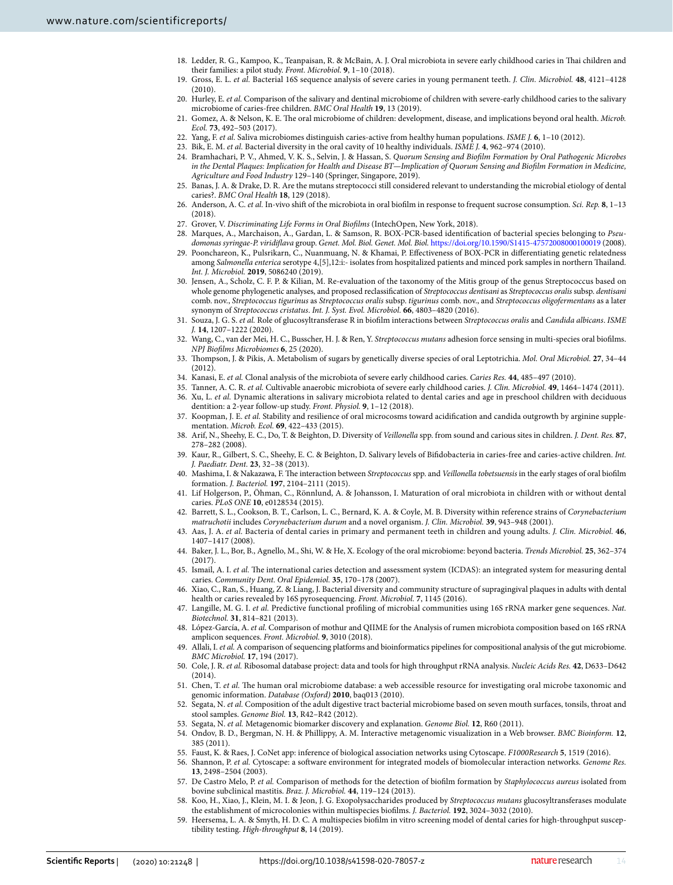18. Ledder, R. G., Kampoo, K., Teanpaisan, R. & McBain, A. J. Oral microbiota in severe early childhood caries in Thai children and their families: a pilot study. *Front. Microbiol.* **9**, 1–10 (2018).
19. Gross, E. L. *et al.* Bacterial 16S sequence analysis of severe caries in young permanent teeth. *J. Clin. Microbiol.* **48**, 4121–4128 (2010).
20. Hurley, E. *et al.* Comparison of the salivary and dentinal microbiome of children with severe-early childhood caries to the salivary microbiome of caries-free children. *BMC Oral Health* **19**, 13 (2019).
21. Gomez, A. & Nelson, K. E. The oral microbiome of children: development, disease, and implications beyond oral health. *Microb. Ecol.* **73**, 492–503 (2017).
22. Yang, F. *et al.* Saliva microbiomes distinguish caries-active from healthy human populations. *ISME J.* **6**, 1–10 (2012).
23. Bik, E. M. *et al.* Bacterial diversity in the oral cavity of 10 healthy individuals. *ISME J.* **4**, 962–974 (2010).
24. Bramhachari, P. V., Ahmed, V. K. S., Selvin, J. & Hassan, S. *Quorum Sensing and Biofilm Formation by Oral Pathogenic Microbes in the Dental Plaques: Implication for Health and Disease BT—Implication of Quorum Sensing and Biofilm Formation in Medicine, Agriculture and Food Industry* 129–140 (Springer, Singapore, 2019).
25. Banas, J. A. & Drake, D. R. Are the mutans streptococci still considered relevant to understanding the microbial etiology of dental caries?. *BMC Oral Health* **18**, 129 (2018).
26. Anderson, A. C. *et al.* In-vivo shift of the microbiota in oral biofilm in response to frequent sucrose consumption. *Sci. Rep.* **8**, 1–13 (2018).
27. Grover, V. *Discriminating Life Forms in Oral Biofilms* (IntechOpen, New York, 2018).
28. Marques, A., Marchaison, A., Gardan, L. & Samson, R. BOX-PCR-based identification of bacterial species belonging to *Pseudomonas syringae-P. viridiflava* group. *Genet. Mol. Biol. Genet. Mol. Biol.* https://doi.org/10.1590/S1415-47572008000100019 (2008).
29. Pooncha­reon, K., Pulsrikarn, C., Nuanmuang, N. & Khamai, P. Effectiveness of BOX-PCR in differentiating genetic relatedness among *Salmonella enterica* serotype 4,[5],12:i:- isolates from hospitalized patients and minced pork samples in northern Thailand. *Int. J. Microbiol.* **2019**, 5086240 (2019).
30. Jensen, A., Scholz, C. F. P. & Kilian, M. Re-evaluation of the taxonomy of the Mitis group of the genus Streptococcus based on whole genome phylogenetic analyses, and proposed reclassification of *Streptococcus dentisani* as *Streptococcus oralis* subsp. *dentisani* comb. nov., *Streptococcus tigurinus* as *Streptococcus oralis* subsp. *tigurinus* comb. nov., and *Streptococcus oligofermentans* as a later synonym of *Streptococcus cristatus*. *Int. J. Syst. Evol. Microbiol.* **66**, 4803–4820 (2016).
31. Souza, J. G. S. *et al.* Role of glucosyltransferase R in biofilm interactions between *Streptococcus oralis* and *Candida albicans*. *ISME J.* **14**, 1207–1222 (2020).
32. Wang, C., van der Mei, H. C., Busscher, H. J. & Ren, Y. *Streptococcus mutans* adhesion force sensing in multi-species oral biofilms. *NPJ Biofilms Microbiomes* **6**, 25 (2020).
33. Thompson, J. & Pikis, A. Metabolism of sugars by genetically diverse species of oral Leptotrichia. *Mol. Oral Microbiol.* **27**, 34–44 (2012).
34. Kanasi, E. *et al.* Clonal analysis of the microbiota of severe early childhood caries. *Caries Res.* **44**, 485–497 (2010).
35. Tanner, A. C. R. *et al.* Cultivable anaerobic microbiota of severe early childhood caries. *J. Clin. Microbiol.* **49**, 1464–1474 (2011).
36. Xu, L. *et al.* Dynamic alterations in salivary microbiota related to dental caries and age in preschool children with deciduous dentition: a 2-year follow-up study. *Front. Physiol.* **9**, 1–12 (2018).
37. Koopman, J. E. *et al.* Stability and resilience of oral microcosms toward acidification and candida outgrowth by arginine supplementation. *Microb. Ecol.* **69**, 422–433 (2015).
38. Arif, N., Sheehy, E. C., Do, T. & Beighton, D. Diversity of *Veillonella* spp. from sound and carious sites in children. *J. Dent. Res.* **87**, 278–282 (2008).
39. Kaur, R., Gilbert, S. C., Sheehy, E. C. & Beighton, D. Salivary levels of Bifidobacteria in caries-free and caries-active children. *Int. J. Paediatr. Dent.* **23**, 32–38 (2013).
40. Mashima, I. & Nakazawa, F. The interaction between *Streptococcus* spp. and *Veillonella tobetsuensis* in the early stages of oral biofilm formation. *J. Bacteriol.* **197**, 2104–2111 (2015).
41. Lif Holgerson, P., Öhman, C., Rönnlund, A. & Johansson, I. Maturation of oral microbiota in children with or without dental caries. *PLoS ONE* **10**, e0128534 (2015).
42. Barrett, S. L., Cookson, B. T., Carlson, L. C., Bernard, K. A. & Coyle, M. B. Diversity within reference strains of *Corynebacterium matruchotii* includes *Corynebacterium durum* and a novel organism. *J. Clin. Microbiol.* **39**, 943–948 (2001).
43. Aas, J. A. *et al.* Bacteria of dental caries in primary and permanent teeth in children and young adults. *J. Clin. Microbiol.* **46**, 1407–1417 (2008).
44. Baker, J. L., Bor, B., Agnello, M., Shi, W. & He, X. Ecology of the oral microbiome: beyond bacteria. *Trends Microbiol.* **25**, 362–374 (2017).
45. Ismail, A. I. *et al.* The international caries detection and assessment system (ICDAS): an integrated system for measuring dental caries. *Community Dent. Oral Epidemiol.* **35**, 170–178 (2007).
46. Xiao, C., Ran, S., Huang, Z. & Liang, J. Bacterial diversity and community structure of supragingival plaques in adults with dental health or caries revealed by 16S pyrosequencing. *Front. Microbiol.* **7**, 1145 (2016).
47. Langille, M. G. I. *et al.* Predictive functional profiling of microbial communities using 16S rRNA marker gene sequences. *Nat. Biotechnol.* **31**, 814–821 (2013).
48. López-García, A. *et al.* Comparison of mothur and QIIME for the Analysis of rumen microbiota composition based on 16S rRNA amplicon sequences. *Front. Microbiol.* **9**, 3010 (2018).
49. Allali, I. *et al.* A comparison of sequencing platforms and bioinformatics pipelines for compositional analysis of the gut microbiome. *BMC Microbiol.* **17**, 194 (2017).
50. Cole, J. R. *et al.* Ribosomal database project: data and tools for high throughput rRNA analysis. *Nucleic Acids Res.* **42**, D633–D642 (2014).
51. Chen, T. *et al.* The human oral microbiome database: a web accessible resource for investigating oral microbe taxonomic and genomic information. *Database (Oxford)* **2010**, baq013 (2010).
52. Segata, N. *et al.* Composition of the adult digestive tract bacterial microbiome based on seven mouth surfaces, tonsils, throat and stool samples. *Genome Biol.* **13**, R42–R42 (2012).
53. Segata, N. *et al.* Metagenomic biomarker discovery and explanation. *Genome Biol.* **12**, R60 (2011).
54. Ondov, B. D., Bergman, N. H. & Phillippy, A. M. Interactive metagenomic visualization in a Web browser. *BMC Bioinform.* **12**, 385 (2011).
55. Faust, K. & Raes, J. CoNet app: inference of biological association networks using Cytoscape. *F1000Research* **5**, 1519 (2016).
56. Shannon, P. *et al.* Cytoscape: a software environment for integrated models of biomolecular interaction networks. *Genome Res.* **13**, 2498–2504 (2003).
57. De Castro Melo, P. *et al.* Comparison of methods for the detection of biofilm formation by *Staphylococcus aureus* isolated from bovine subclinical mastitis. *Braz. J. Microbiol.* **44**, 119–124 (2013).
58. Koo, H., Xiao, J., Klein, M. I. & Jeon, J. G. Exopolysaccharides produced by *Streptococcus mutans* glucosyltransferases modulate the establishment of microcolonies within multispecies biofilms. *J. Bacteriol.* **192**, 3024–3032 (2010).
59. Heersema, L. A. & Smyth, H. D. C. A multispecies biofilm in vitro screening model of dental caries for high-throughput susceptibility testing. *High-throughput* **8**, 14 (2019).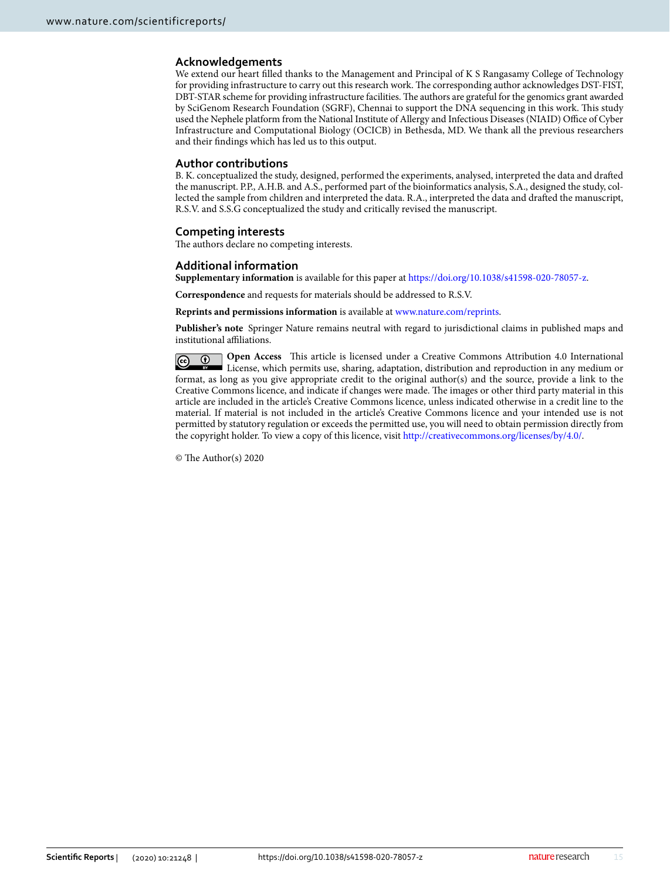## Acknowledgements

We extend our heart filled thanks to the Management and Principal of K S Rangasamy College of Technology for providing infrastructure to carry out this research work. The corresponding author acknowledges DST-FIST, DBT-STAR scheme for providing infrastructure facilities. The authors are grateful for the genomics grant awarded by SciGenom Research Foundation (SGRF), Chennai to support the DNA sequencing in this work. This study used the Nephele platform from the National Institute of Allergy and Infectious Diseases (NIAID) Office of Cyber Infrastructure and Computational Biology (OCICB) in Bethesda, MD. We thank all the previous researchers and their findings which has led us to this output.

## Author contributions

B. K. conceptualized the study, designed, performed the experiments, analysed, interpreted the data and drafted the manuscript. P.P., A.H.B. and A.S., performed part of the bioinformatics analysis, S.A., designed the study, collected the sample from children and interpreted the data. R.A., interpreted the data and drafted the manuscript, R.S.V. and S.S.G conceptualized the study and critically revised the manuscript.

## Competing interests

The authors declare no competing interests.

## Additional information

**Supplementary information** is available for this paper at https://doi.org/10.1038/s41598-020-78057-z.

**Correspondence** and requests for materials should be addressed to R.S.V.

**Reprints and permissions information** is available at www.nature.com/reprints.

**Publisher's note** Springer Nature remains neutral with regard to jurisdictional claims in published maps and institutional affiliations.

**Open Access** This article is licensed under a Creative Commons Attribution 4.0 International License, which permits use, sharing, adaptation, distribution and reproduction in any medium or format, as long as you give appropriate credit to the original author(s) and the source, provide a link to the Creative Commons licence, and indicate if changes were made. The images or other third party material in this article are included in the article's Creative Commons licence, unless indicated otherwise in a credit line to the material. If material is not included in the article's Creative Commons licence and your intended use is not permitted by statutory regulation or exceeds the permitted use, you will need to obtain permission directly from the copyright holder. To view a copy of this licence, visit http://creativecommons.org/licenses/by/4.0/.

© The Author(s) 2020